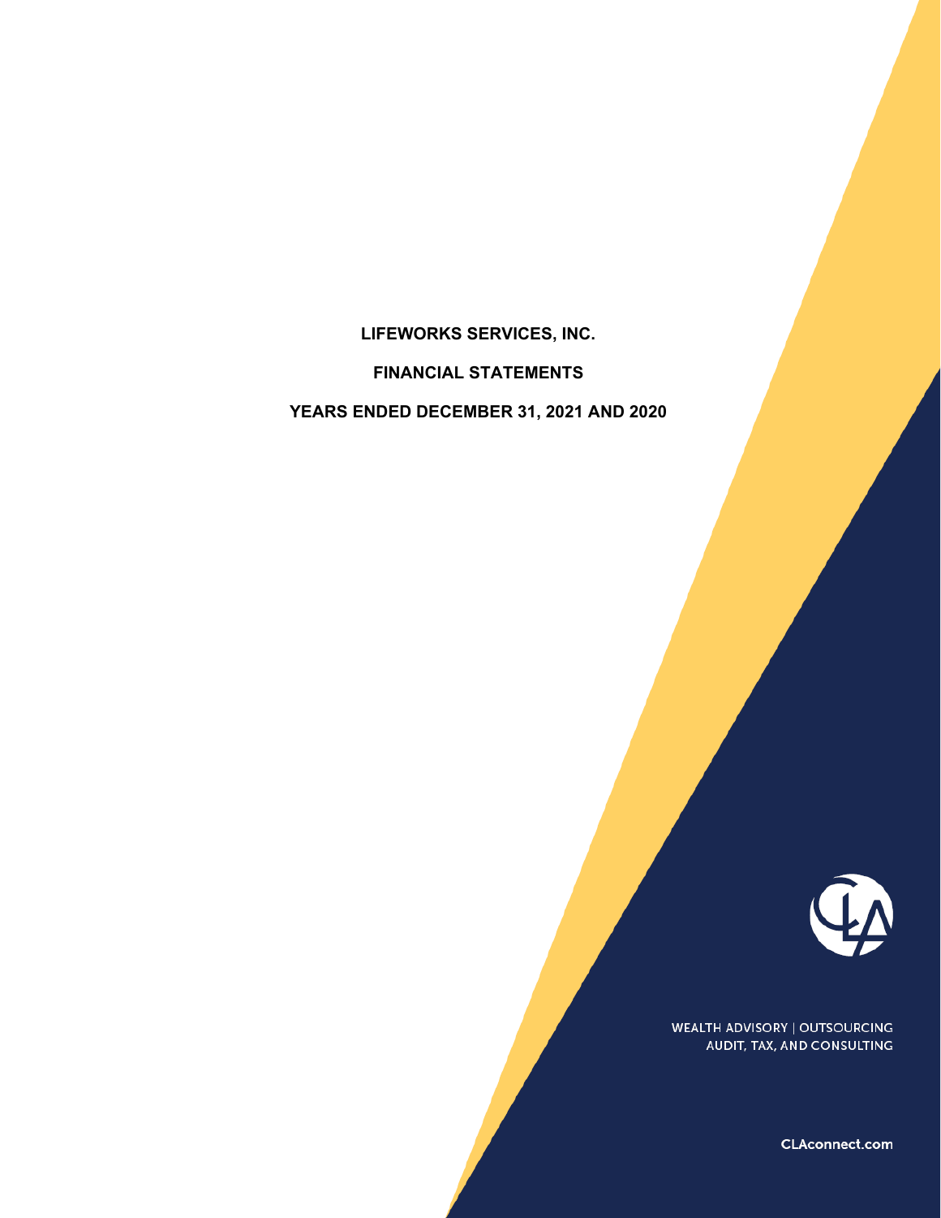# LIFEWORKS SERVICES, INC.

## FINANCIAL STATEMENTS

## YEARS ENDED DECEMBER 31, 2021 AND 2020

WEALTH ADVISORY | OUTSOURCING
AUDIT, TAX, AND CONSULTING

CLAconnect.com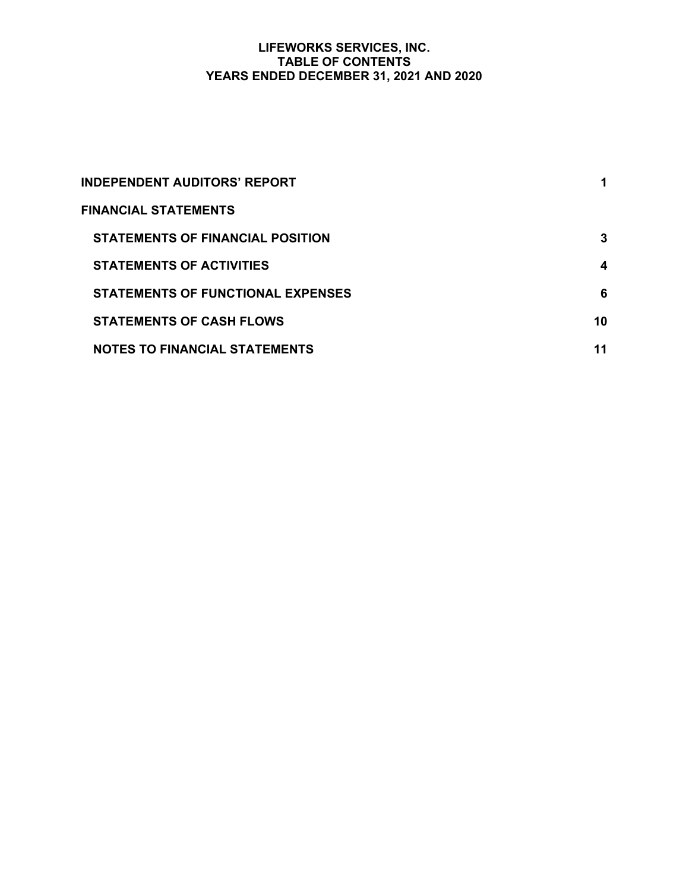# LIFEWORKS SERVICES, INC.
## TABLE OF CONTENTS
## YEARS ENDED DECEMBER 31, 2021 AND 2020

| | |
|---|---|
| **INDEPENDENT AUDITORS' REPORT** | **1** |
| **FINANCIAL STATEMENTS** | |
| **STATEMENTS OF FINANCIAL POSITION** | **3** |
| **STATEMENTS OF ACTIVITIES** | **4** |
| **STATEMENTS OF FUNCTIONAL EXPENSES** | **6** |
| **STATEMENTS OF CASH FLOWS** | **10** |
| **NOTES TO FINANCIAL STATEMENTS** | **11** |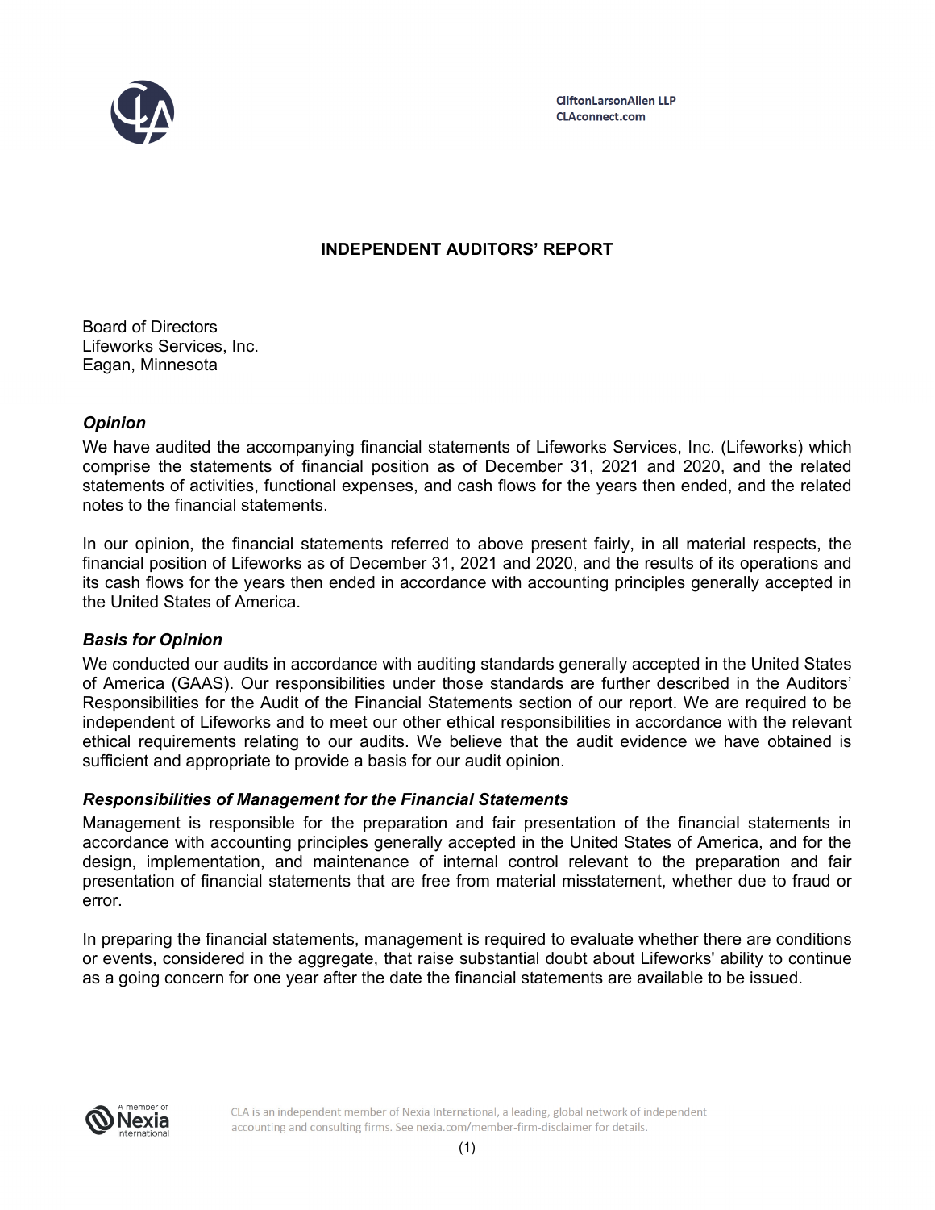CliftonLarsonAllen LLP
CLAconnect.com

# INDEPENDENT AUDITORS' REPORT

Board of Directors
Lifeworks Services, Inc.
Eagan, Minnesota

### *Opinion*

We have audited the accompanying financial statements of Lifeworks Services, Inc. (Lifeworks) which comprise the statements of financial position as of December 31, 2021 and 2020, and the related statements of activities, functional expenses, and cash flows for the years then ended, and the related notes to the financial statements.

In our opinion, the financial statements referred to above present fairly, in all material respects, the financial position of Lifeworks as of December 31, 2021 and 2020, and the results of its operations and its cash flows for the years then ended in accordance with accounting principles generally accepted in the United States of America.

### *Basis for Opinion*

We conducted our audits in accordance with auditing standards generally accepted in the United States of America (GAAS). Our responsibilities under those standards are further described in the Auditors' Responsibilities for the Audit of the Financial Statements section of our report. We are required to be independent of Lifeworks and to meet our other ethical responsibilities in accordance with the relevant ethical requirements relating to our audits. We believe that the audit evidence we have obtained is sufficient and appropriate to provide a basis for our audit opinion.

### *Responsibilities of Management for the Financial Statements*

Management is responsible for the preparation and fair presentation of the financial statements in accordance with accounting principles generally accepted in the United States of America, and for the design, implementation, and maintenance of internal control relevant to the preparation and fair presentation of financial statements that are free from material misstatement, whether due to fraud or error.

In preparing the financial statements, management is required to evaluate whether there are conditions or events, considered in the aggregate, that raise substantial doubt about Lifeworks' ability to continue as a going concern for one year after the date the financial statements are available to be issued.

CLA is an independent member of Nexia International, a leading, global network of independent accounting and consulting firms. See nexia.com/member-firm-disclaimer for details.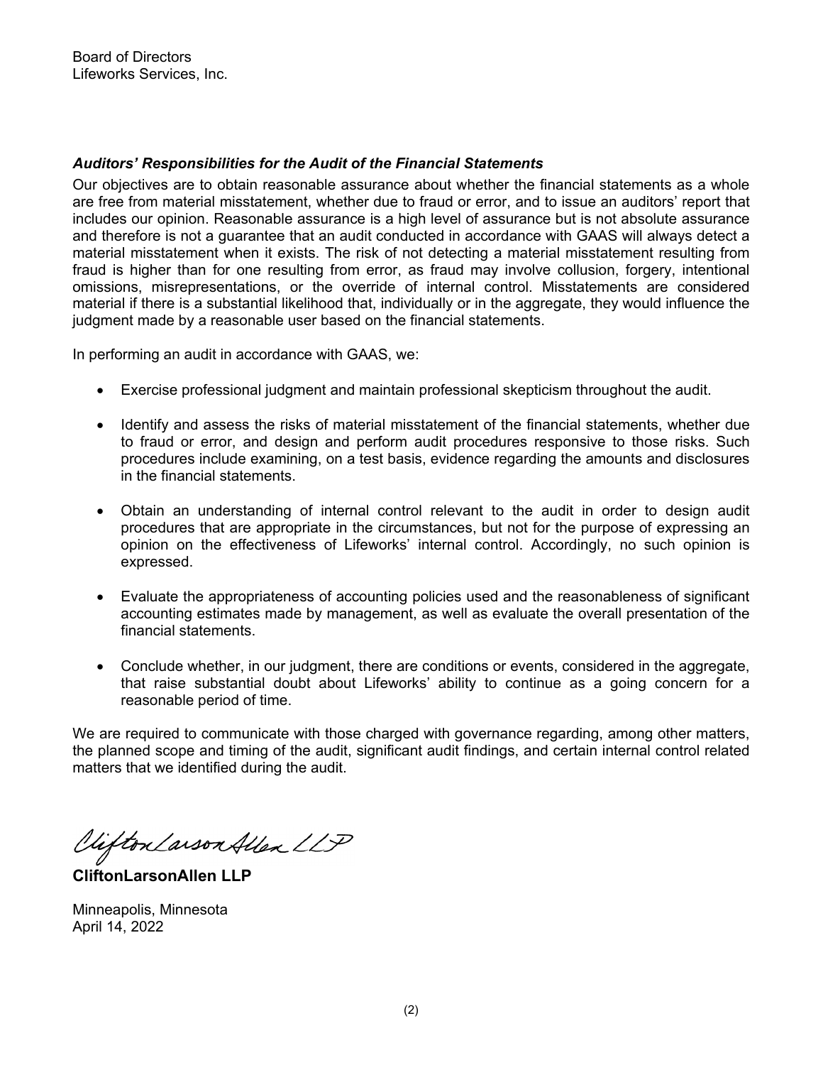Board of Directors
Lifeworks Services, Inc.

***Auditors' Responsibilities for the Audit of the Financial Statements***

Our objectives are to obtain reasonable assurance about whether the financial statements as a whole are free from material misstatement, whether due to fraud or error, and to issue an auditors' report that includes our opinion. Reasonable assurance is a high level of assurance but is not absolute assurance and therefore is not a guarantee that an audit conducted in accordance with GAAS will always detect a material misstatement when it exists. The risk of not detecting a material misstatement resulting from fraud is higher than for one resulting from error, as fraud may involve collusion, forgery, intentional omissions, misrepresentations, or the override of internal control. Misstatements are considered material if there is a substantial likelihood that, individually or in the aggregate, they would influence the judgment made by a reasonable user based on the financial statements.

In performing an audit in accordance with GAAS, we:

- Exercise professional judgment and maintain professional skepticism throughout the audit.
- Identify and assess the risks of material misstatement of the financial statements, whether due to fraud or error, and design and perform audit procedures responsive to those risks. Such procedures include examining, on a test basis, evidence regarding the amounts and disclosures in the financial statements.
- Obtain an understanding of internal control relevant to the audit in order to design audit procedures that are appropriate in the circumstances, but not for the purpose of expressing an opinion on the effectiveness of Lifeworks' internal control. Accordingly, no such opinion is expressed.
- Evaluate the appropriateness of accounting policies used and the reasonableness of significant accounting estimates made by management, as well as evaluate the overall presentation of the financial statements.
- Conclude whether, in our judgment, there are conditions or events, considered in the aggregate, that raise substantial doubt about Lifeworks' ability to continue as a going concern for a reasonable period of time.

We are required to communicate with those charged with governance regarding, among other matters, the planned scope and timing of the audit, significant audit findings, and certain internal control related matters that we identified during the audit.

CliftonLarsonAllen LLP

**CliftonLarsonAllen LLP**

Minneapolis, Minnesota
April 14, 2022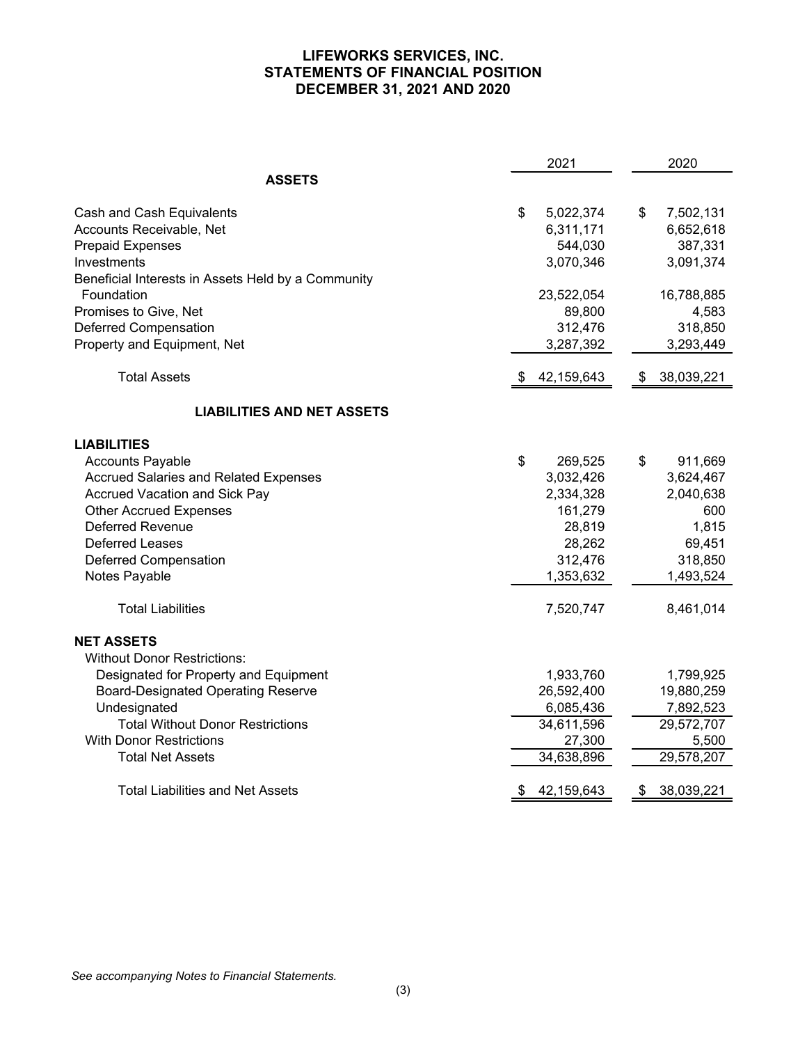# LIFEWORKS SERVICES, INC.
## STATEMENTS OF FINANCIAL POSITION
## DECEMBER 31, 2021 AND 2020

| | 2021 | 2020 |
|---|---|---|
| **ASSETS** | | |
| Cash and Cash Equivalents | $ 5,022,374 | $ 7,502,131 |
| Accounts Receivable, Net | 6,311,171 | 6,652,618 |
| Prepaid Expenses | 544,030 | 387,331 |
| Investments | 3,070,346 | 3,091,374 |
| Beneficial Interests in Assets Held by a Community Foundation | 23,522,054 | 16,788,885 |
| Promises to Give, Net | 89,800 | 4,583 |
| Deferred Compensation | 312,476 | 318,850 |
| Property and Equipment, Net | 3,287,392 | 3,293,449 |
| Total Assets | $ 42,159,643 | $ 38,039,221 |
| **LIABILITIES AND NET ASSETS** | | |
| **LIABILITIES** | | |
| Accounts Payable | $ 269,525 | $ 911,669 |
| Accrued Salaries and Related Expenses | 3,032,426 | 3,624,467 |
| Accrued Vacation and Sick Pay | 2,334,328 | 2,040,638 |
| Other Accrued Expenses | 161,279 | 600 |
| Deferred Revenue | 28,819 | 1,815 |
| Deferred Leases | 28,262 | 69,451 |
| Deferred Compensation | 312,476 | 318,850 |
| Notes Payable | 1,353,632 | 1,493,524 |
| Total Liabilities | 7,520,747 | 8,461,014 |
| **NET ASSETS** | | |
| Without Donor Restrictions: | | |
| Designated for Property and Equipment | 1,933,760 | 1,799,925 |
| Board-Designated Operating Reserve | 26,592,400 | 19,880,259 |
| Undesignated | 6,085,436 | 7,892,523 |
| Total Without Donor Restrictions | 34,611,596 | 29,572,707 |
| With Donor Restrictions | 27,300 | 5,500 |
| Total Net Assets | 34,638,896 | 29,578,207 |
| Total Liabilities and Net Assets | $ 42,159,643 | $ 38,039,221 |

*See accompanying Notes to Financial Statements.*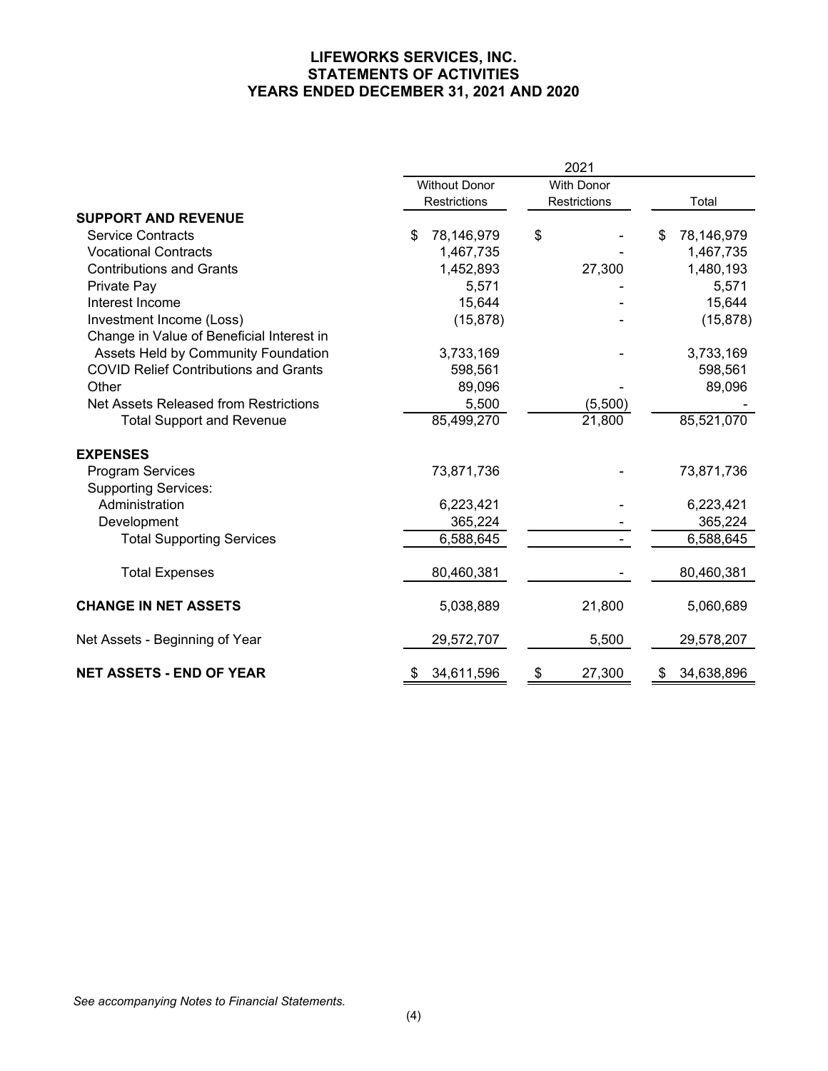# LIFEWORKS SERVICES, INC.
## STATEMENTS OF ACTIVITIES
## YEARS ENDED DECEMBER 31, 2021 AND 2020

| | 2021 | | |
|---|---|---|---|
| | Without Donor Restrictions | With Donor Restrictions | Total |
| **SUPPORT AND REVENUE** | | | |
| Service Contracts | $ 78,146,979 | $ - | $ 78,146,979 |
| Vocational Contracts | 1,467,735 | - | 1,467,735 |
| Contributions and Grants | 1,452,893 | 27,300 | 1,480,193 |
| Private Pay | 5,571 | - | 5,571 |
| Interest Income | 15,644 | - | 15,644 |
| Investment Income (Loss) | (15,878) | - | (15,878) |
| Change in Value of Beneficial Interest in Assets Held by Community Foundation | 3,733,169 | - | 3,733,169 |
| COVID Relief Contributions and Grants | 598,561 | | 598,561 |
| Other | 89,096 | - | 89,096 |
| Net Assets Released from Restrictions | 5,500 | (5,500) | - |
| Total Support and Revenue | 85,499,270 | 21,800 | 85,521,070 |
| **EXPENSES** | | | |
| Program Services | 73,871,736 | - | 73,871,736 |
| Supporting Services: | | | |
| Administration | 6,223,421 | - | 6,223,421 |
| Development | 365,224 | - | 365,224 |
| Total Supporting Services | 6,588,645 | - | 6,588,645 |
| Total Expenses | 80,460,381 | - | 80,460,381 |
| **CHANGE IN NET ASSETS** | 5,038,889 | 21,800 | 5,060,689 |
| Net Assets - Beginning of Year | 29,572,707 | 5,500 | 29,578,207 |
| **NET ASSETS - END OF YEAR** | $ 34,611,596 | $ 27,300 | $ 34,638,896 |

*See accompanying Notes to Financial Statements.*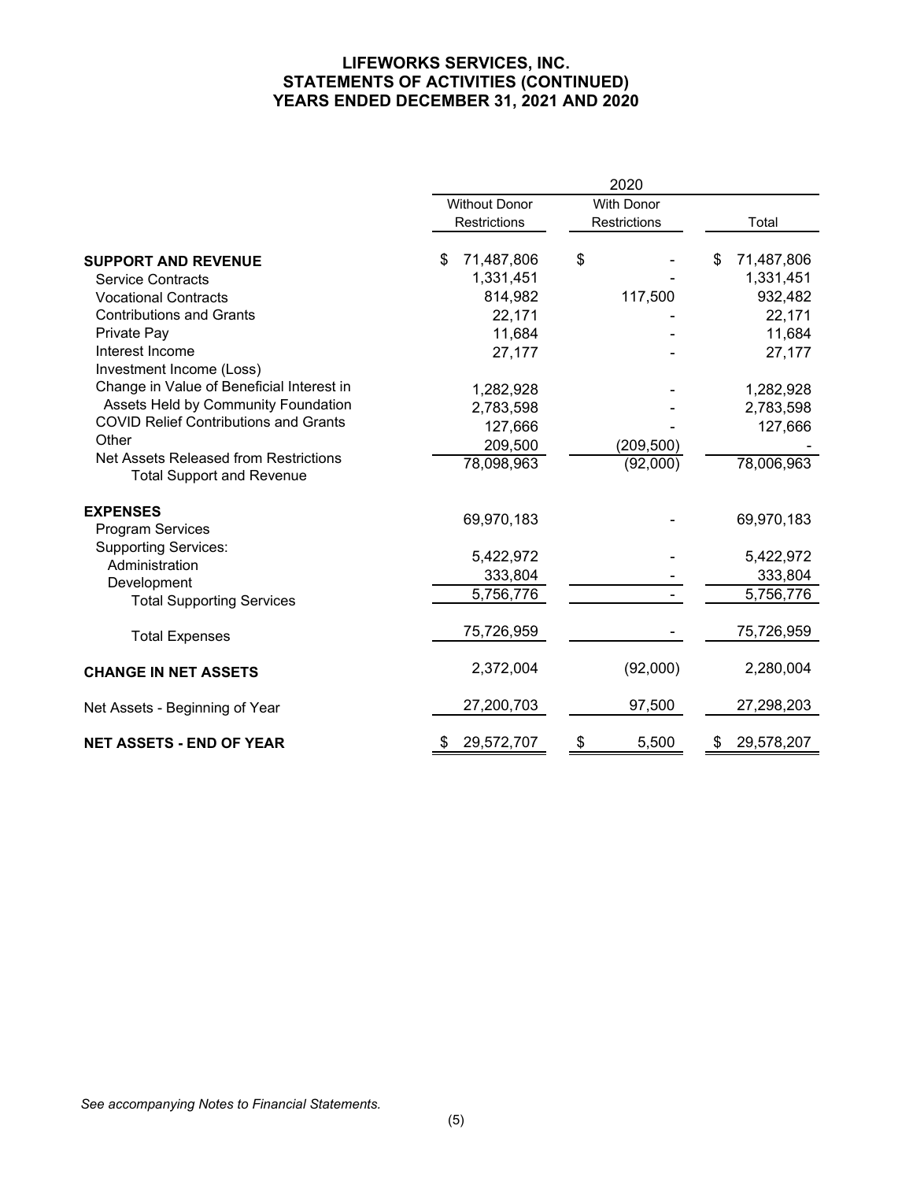# LIFEWORKS SERVICES, INC.
## STATEMENTS OF ACTIVITIES (CONTINUED)
## YEARS ENDED DECEMBER 31, 2021 AND 2020

| | 2020 | | |
|---|---|---|---|
| | Without Donor Restrictions | With Donor Restrictions | Total |
| **SUPPORT AND REVENUE** | | | |
| Service Contracts | $ 71,487,806 | $ - | $ 71,487,806 |
| Vocational Contracts | 1,331,451 | - | 1,331,451 |
| Contributions and Grants | 814,982 | 117,500 | 932,482 |
| Private Pay | 22,171 | - | 22,171 |
| Interest Income | 11,684 | - | 11,684 |
| Investment Income (Loss) | 27,177 | - | 27,177 |
| Change in Value of Beneficial Interest in Assets Held by Community Foundation | 1,282,928 | - | 1,282,928 |
| COVID Relief Contributions and Grants | 2,783,598 | - | 2,783,598 |
| Other | 127,666 | - | 127,666 |
| Net Assets Released from Restrictions | 209,500 | (209,500) | - |
| Total Support and Revenue | 78,098,963 | (92,000) | 78,006,963 |
| **EXPENSES** | | | |
| Program Services | 69,970,183 | - | 69,970,183 |
| Supporting Services: | | | |
| Administration | 5,422,972 | - | 5,422,972 |
| Development | 333,804 | - | 333,804 |
| Total Supporting Services | 5,756,776 | - | 5,756,776 |
| Total Expenses | 75,726,959 | - | 75,726,959 |
| **CHANGE IN NET ASSETS** | 2,372,004 | (92,000) | 2,280,004 |
| Net Assets - Beginning of Year | 27,200,703 | 97,500 | 27,298,203 |
| **NET ASSETS - END OF YEAR** | $ 29,572,707 | $ 5,500 | $ 29,578,207 |

*See accompanying Notes to Financial Statements.*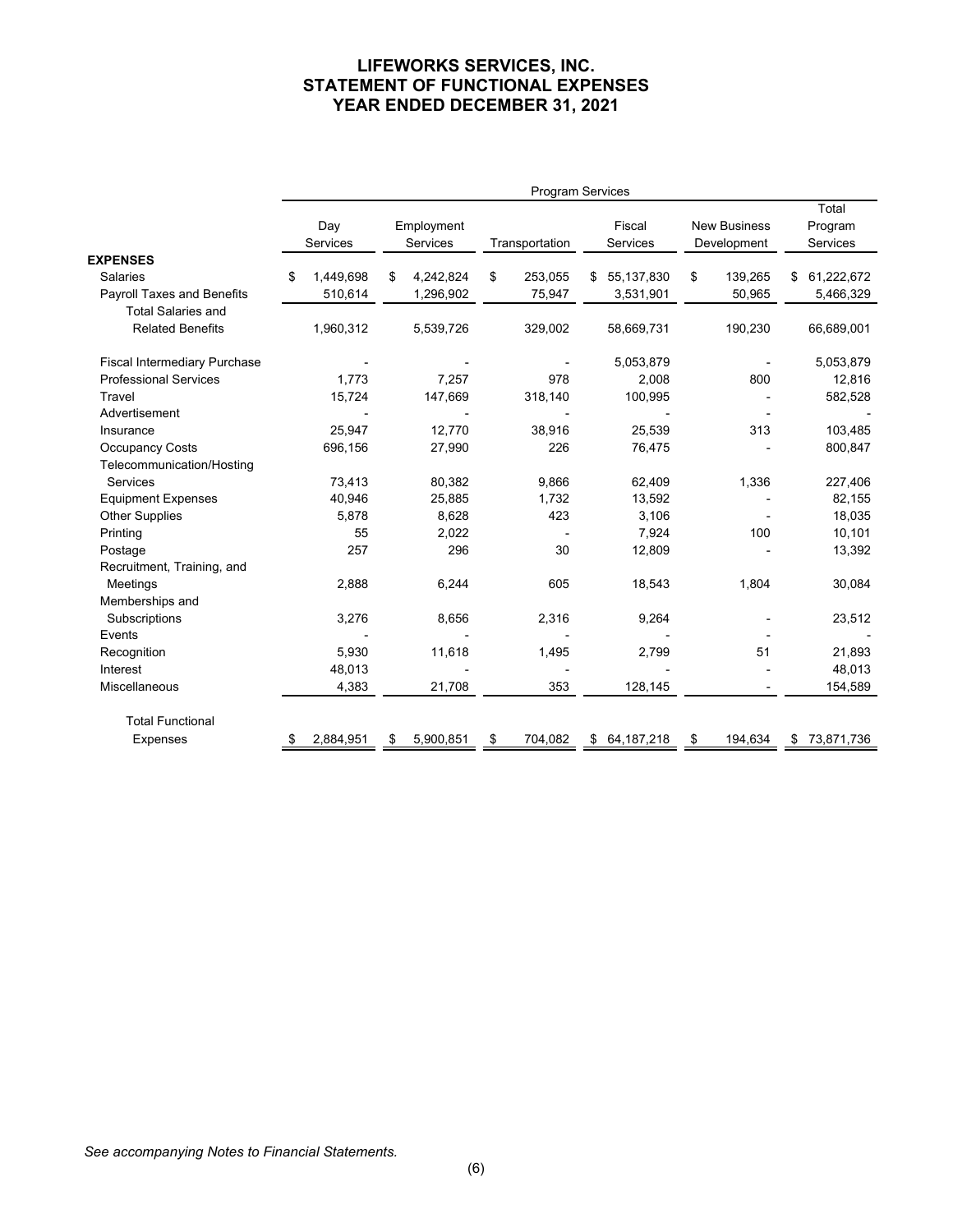# LIFEWORKS SERVICES, INC.
# STATEMENT OF FUNCTIONAL EXPENSES
# YEAR ENDED DECEMBER 31, 2021

| | Program Services | | | | | |
|---|---|---|---|---|---|---|
| | Day Services | Employment Services | Transportation | Fiscal Services | New Business Development | Total Program Services |
| **EXPENSES** | | | | | | |
| Salaries | $ 1,449,698 | $ 4,242,824 | $ 253,055 | $ 55,137,830 | $ 139,265 | $ 61,222,672 |
| Payroll Taxes and Benefits | 510,614 | 1,296,902 | 75,947 | 3,531,901 | 50,965 | 5,466,329 |
| Total Salaries and Related Benefits | 1,960,312 | 5,539,726 | 329,002 | 58,669,731 | 190,230 | 66,689,001 |
| Fiscal Intermediary Purchase | - | - | - | 5,053,879 | - | 5,053,879 |
| Professional Services | 1,773 | 7,257 | 978 | 2,008 | 800 | 12,816 |
| Travel | 15,724 | 147,669 | 318,140 | 100,995 | - | 582,528 |
| Advertisement | - | - | - | - | - | - |
| Insurance | 25,947 | 12,770 | 38,916 | 25,539 | 313 | 103,485 |
| Occupancy Costs | 696,156 | 27,990 | 226 | 76,475 | - | 800,847 |
| Telecommunication/Hosting Services | 73,413 | 80,382 | 9,866 | 62,409 | 1,336 | 227,406 |
| Equipment Expenses | 40,946 | 25,885 | 1,732 | 13,592 | - | 82,155 |
| Other Supplies | 5,878 | 8,628 | 423 | 3,106 | - | 18,035 |
| Printing | 55 | 2,022 | - | 7,924 | 100 | 10,101 |
| Postage | 257 | 296 | 30 | 12,809 | - | 13,392 |
| Recruitment, Training, and Meetings | 2,888 | 6,244 | 605 | 18,543 | 1,804 | 30,084 |
| Memberships and Subscriptions | 3,276 | 8,656 | 2,316 | 9,264 | - | 23,512 |
| Events | - | - | - | - | - | - |
| Recognition | 5,930 | 11,618 | 1,495 | 2,799 | 51 | 21,893 |
| Interest | 48,013 | - | - | - | - | 48,013 |
| Miscellaneous | 4,383 | 21,708 | 353 | 128,145 | - | 154,589 |
| Total Functional Expenses | $ 2,884,951 | $ 5,900,851 | $ 704,082 | $ 64,187,218 | $ 194,634 | $ 73,871,736 |

*See accompanying Notes to Financial Statements.*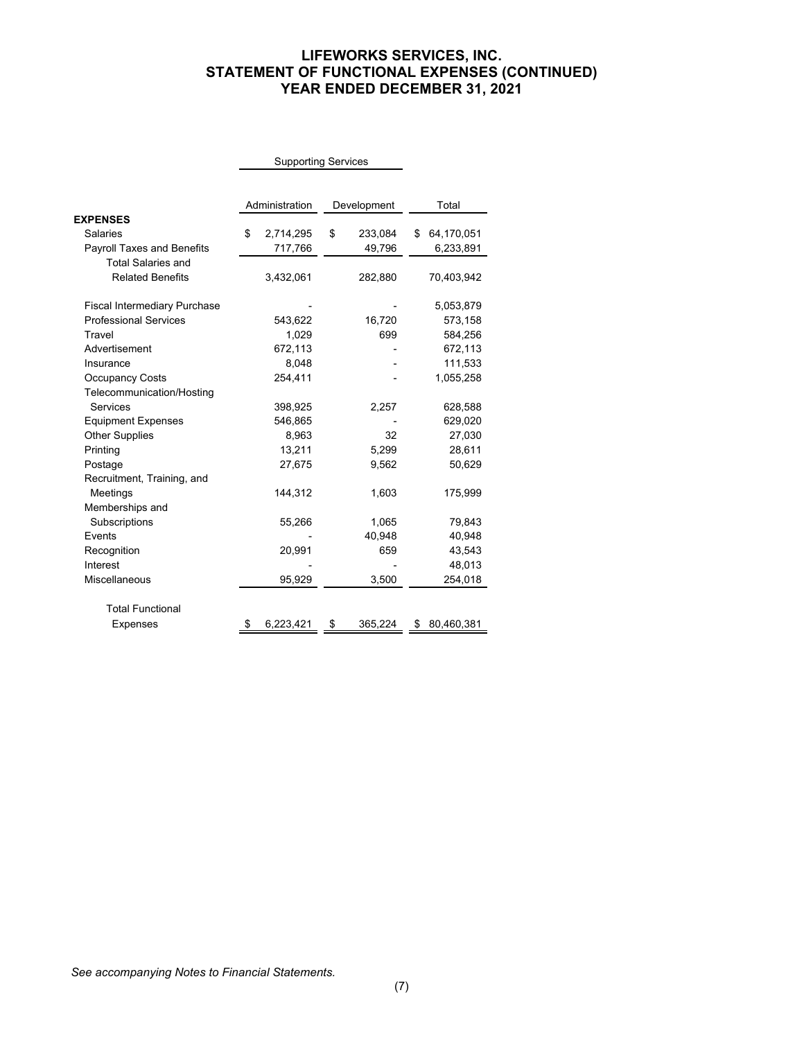# LIFEWORKS SERVICES, INC.
## STATEMENT OF FUNCTIONAL EXPENSES (CONTINUED)
## YEAR ENDED DECEMBER 31, 2021

| | Supporting Services | | |
|---|---|---|---|
| | Administration | Development | Total |
| **EXPENSES** | | | |
| Salaries | $ 2,714,295 | $ 233,084 | $ 64,170,051 |
| Payroll Taxes and Benefits | 717,766 | 49,796 | 6,233,891 |
| Total Salaries and Related Benefits | 3,432,061 | 282,880 | 70,403,942 |
| Fiscal Intermediary Purchase | - | - | 5,053,879 |
| Professional Services | 543,622 | 16,720 | 573,158 |
| Travel | 1,029 | 699 | 584,256 |
| Advertisement | 672,113 | - | 672,113 |
| Insurance | 8,048 | - | 111,533 |
| Occupancy Costs | 254,411 | - | 1,055,258 |
| Telecommunication/Hosting Services | 398,925 | 2,257 | 628,588 |
| Equipment Expenses | 546,865 | - | 629,020 |
| Other Supplies | 8,963 | 32 | 27,030 |
| Printing | 13,211 | 5,299 | 28,611 |
| Postage | 27,675 | 9,562 | 50,629 |
| Recruitment, Training, and Meetings | 144,312 | 1,603 | 175,999 |
| Memberships and Subscriptions | 55,266 | 1,065 | 79,843 |
| Events | - | 40,948 | 40,948 |
| Recognition | 20,991 | 659 | 43,543 |
| Interest | - | - | 48,013 |
| Miscellaneous | 95,929 | 3,500 | 254,018 |
| Total Functional Expenses | $ 6,223,421 | $ 365,224 | $ 80,460,381 |

*See accompanying Notes to Financial Statements.*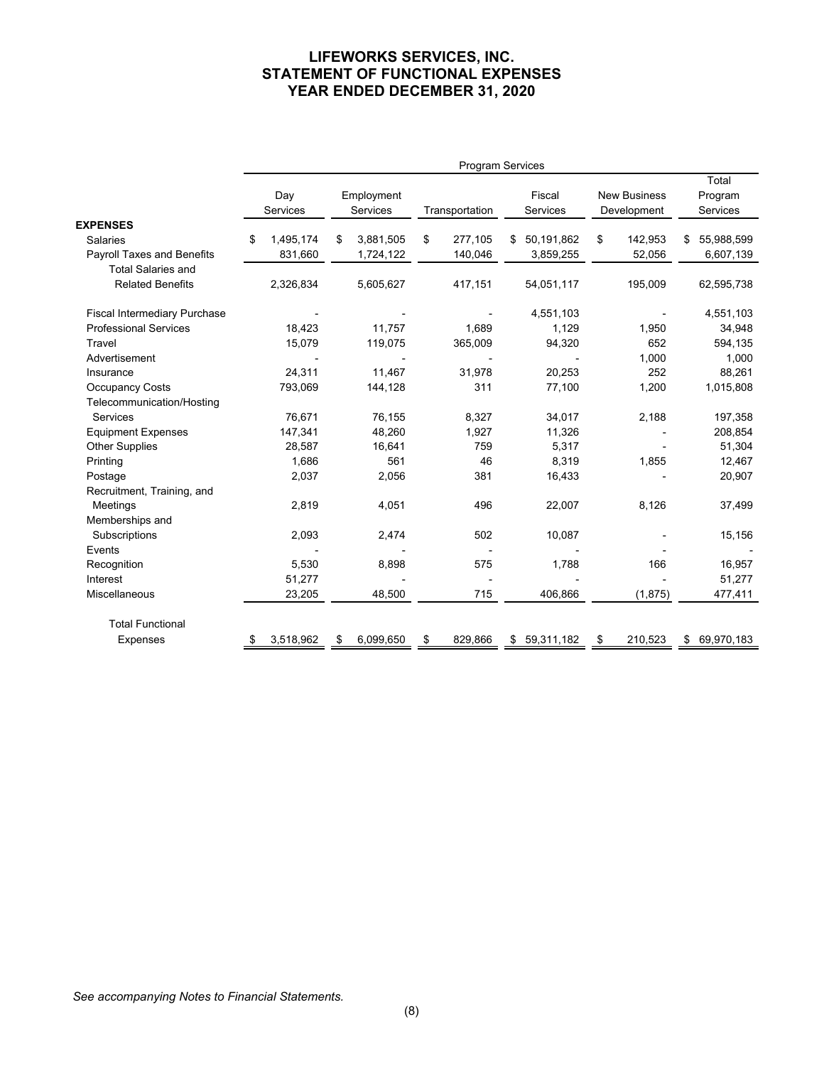# LIFEWORKS SERVICES, INC.
# STATEMENT OF FUNCTIONAL EXPENSES
# YEAR ENDED DECEMBER 31, 2020

| | Program Services | | | | | |
|---|---|---|---|---|---|---|
| | Day Services | Employment Services | Transportation | Fiscal Services | New Business Development | Total Program Services |
| **EXPENSES** | | | | | | |
| Salaries | $ 1,495,174 | $ 3,881,505 | $ 277,105 | $ 50,191,862 | $ 142,953 | $ 55,988,599 |
| Payroll Taxes and Benefits | 831,660 | 1,724,122 | 140,046 | 3,859,255 | 52,056 | 6,607,139 |
| Total Salaries and Related Benefits | 2,326,834 | 5,605,627 | 417,151 | 54,051,117 | 195,009 | 62,595,738 |
| Fiscal Intermediary Purchase | - | - | - | 4,551,103 | - | 4,551,103 |
| Professional Services | 18,423 | 11,757 | 1,689 | 1,129 | 1,950 | 34,948 |
| Travel | 15,079 | 119,075 | 365,009 | 94,320 | 652 | 594,135 |
| Advertisement | - | - | - | - | 1,000 | 1,000 |
| Insurance | 24,311 | 11,467 | 31,978 | 20,253 | 252 | 88,261 |
| Occupancy Costs | 793,069 | 144,128 | 311 | 77,100 | 1,200 | 1,015,808 |
| Telecommunication/Hosting Services | 76,671 | 76,155 | 8,327 | 34,017 | 2,188 | 197,358 |
| Equipment Expenses | 147,341 | 48,260 | 1,927 | 11,326 | - | 208,854 |
| Other Supplies | 28,587 | 16,641 | 759 | 5,317 | - | 51,304 |
| Printing | 1,686 | 561 | 46 | 8,319 | 1,855 | 12,467 |
| Postage | 2,037 | 2,056 | 381 | 16,433 | - | 20,907 |
| Recruitment, Training, and Meetings | 2,819 | 4,051 | 496 | 22,007 | 8,126 | 37,499 |
| Memberships and Subscriptions | 2,093 | 2,474 | 502 | 10,087 | - | 15,156 |
| Events | - | - | - | - | - | - |
| Recognition | 5,530 | 8,898 | 575 | 1,788 | 166 | 16,957 |
| Interest | 51,277 | - | - | - | - | 51,277 |
| Miscellaneous | 23,205 | 48,500 | 715 | 406,866 | (1,875) | 477,411 |
| Total Functional Expenses | $ 3,518,962 | $ 6,099,650 | $ 829,866 | $ 59,311,182 | $ 210,523 | $ 69,970,183 |

*See accompanying Notes to Financial Statements.*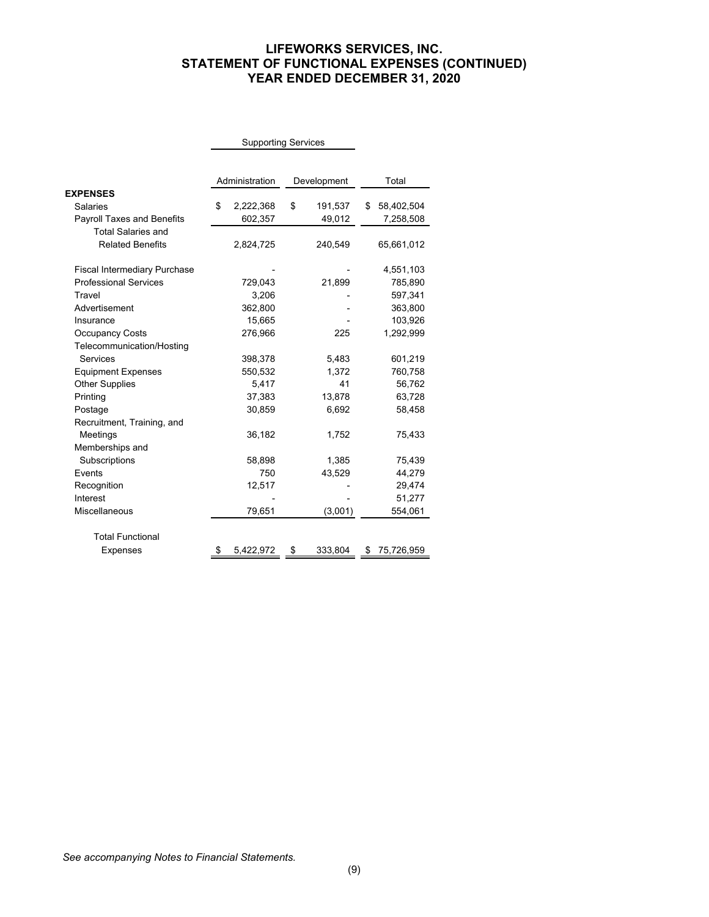# LIFEWORKS SERVICES, INC.
## STATEMENT OF FUNCTIONAL EXPENSES (CONTINUED)
## YEAR ENDED DECEMBER 31, 2020

| | Supporting Services | | |
|---|---|---|---|
| | Administration | Development | Total |
| **EXPENSES** | | | |
| Salaries | $ 2,222,368 | $ 191,537 | $ 58,402,504 |
| Payroll Taxes and Benefits | 602,357 | 49,012 | 7,258,508 |
| Total Salaries and Related Benefits | 2,824,725 | 240,549 | 65,661,012 |
| Fiscal Intermediary Purchase | - | - | 4,551,103 |
| Professional Services | 729,043 | 21,899 | 785,890 |
| Travel | 3,206 | - | 597,341 |
| Advertisement | 362,800 | - | 363,800 |
| Insurance | 15,665 | - | 103,926 |
| Occupancy Costs | 276,966 | 225 | 1,292,999 |
| Telecommunication/Hosting Services | 398,378 | 5,483 | 601,219 |
| Equipment Expenses | 550,532 | 1,372 | 760,758 |
| Other Supplies | 5,417 | 41 | 56,762 |
| Printing | 37,383 | 13,878 | 63,728 |
| Postage | 30,859 | 6,692 | 58,458 |
| Recruitment, Training, and Meetings | 36,182 | 1,752 | 75,433 |
| Memberships and Subscriptions | 58,898 | 1,385 | 75,439 |
| Events | 750 | 43,529 | 44,279 |
| Recognition | 12,517 | - | 29,474 |
| Interest | - | - | 51,277 |
| Miscellaneous | 79,651 | (3,001) | 554,061 |
| Total Functional Expenses | $ 5,422,972 | $ 333,804 | $ 75,726,959 |

*See accompanying Notes to Financial Statements.*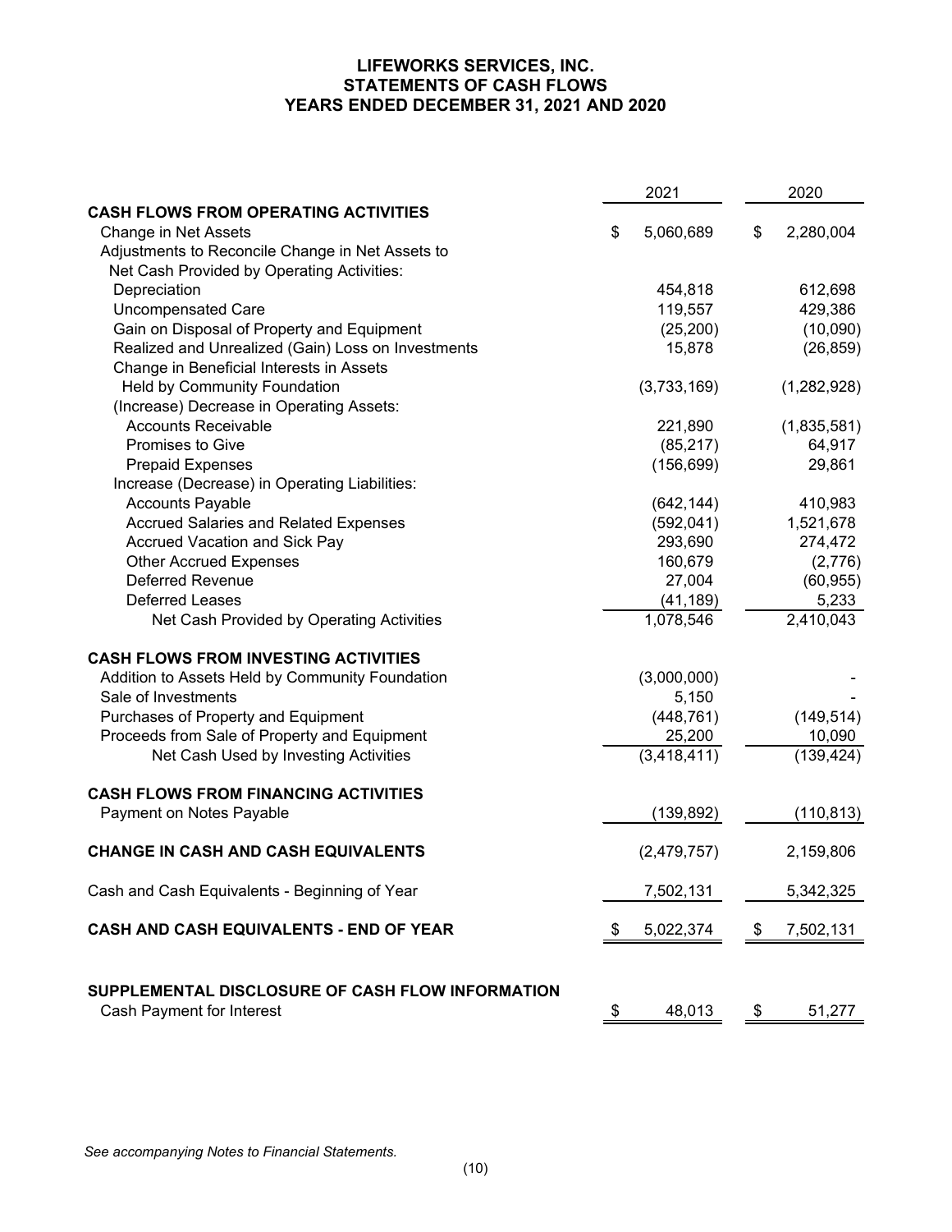# LIFEWORKS SERVICES, INC.
## STATEMENTS OF CASH FLOWS
## YEARS ENDED DECEMBER 31, 2021 AND 2020

| | 2021 | 2020 |
|---|---|---|
| **CASH FLOWS FROM OPERATING ACTIVITIES** | | |
| Change in Net Assets | $ 5,060,689 | $ 2,280,004 |
| Adjustments to Reconcile Change in Net Assets to Net Cash Provided by Operating Activities: | | |
| Depreciation | 454,818 | 612,698 |
| Uncompensated Care | 119,557 | 429,386 |
| Gain on Disposal of Property and Equipment | (25,200) | (10,090) |
| Realized and Unrealized (Gain) Loss on Investments | 15,878 | (26,859) |
| Change in Beneficial Interests in Assets Held by Community Foundation | (3,733,169) | (1,282,928) |
| (Increase) Decrease in Operating Assets: | | |
| Accounts Receivable | 221,890 | (1,835,581) |
| Promises to Give | (85,217) | 64,917 |
| Prepaid Expenses | (156,699) | 29,861 |
| Increase (Decrease) in Operating Liabilities: | | |
| Accounts Payable | (642,144) | 410,983 |
| Accrued Salaries and Related Expenses | (592,041) | 1,521,678 |
| Accrued Vacation and Sick Pay | 293,690 | 274,472 |
| Other Accrued Expenses | 160,679 | (2,776) |
| Deferred Revenue | 27,004 | (60,955) |
| Deferred Leases | (41,189) | 5,233 |
| Net Cash Provided by Operating Activities | 1,078,546 | 2,410,043 |
| **CASH FLOWS FROM INVESTING ACTIVITIES** | | |
| Addition to Assets Held by Community Foundation | (3,000,000) | - |
| Sale of Investments | 5,150 | - |
| Purchases of Property and Equipment | (448,761) | (149,514) |
| Proceeds from Sale of Property and Equipment | 25,200 | 10,090 |
| Net Cash Used by Investing Activities | (3,418,411) | (139,424) |
| **CASH FLOWS FROM FINANCING ACTIVITIES** | | |
| Payment on Notes Payable | (139,892) | (110,813) |
| **CHANGE IN CASH AND CASH EQUIVALENTS** | (2,479,757) | 2,159,806 |
| Cash and Cash Equivalents - Beginning of Year | 7,502,131 | 5,342,325 |
| **CASH AND CASH EQUIVALENTS - END OF YEAR** | $ 5,022,374 | $ 7,502,131 |
| **SUPPLEMENTAL DISCLOSURE OF CASH FLOW INFORMATION** | | |
| Cash Payment for Interest | $ 48,013 | $ 51,277 |

*See accompanying Notes to Financial Statements.*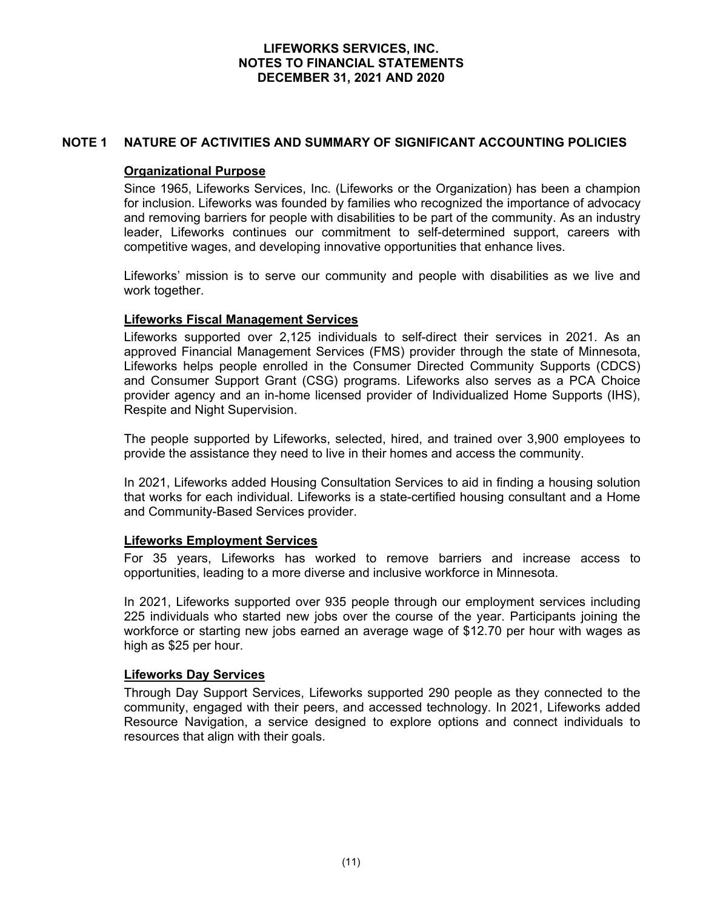# LIFEWORKS SERVICES, INC.
# NOTES TO FINANCIAL STATEMENTS
# DECEMBER 31, 2021 AND 2020

## NOTE 1 NATURE OF ACTIVITIES AND SUMMARY OF SIGNIFICANT ACCOUNTING POLICIES

### Organizational Purpose

Since 1965, Lifeworks Services, Inc. (Lifeworks or the Organization) has been a champion for inclusion. Lifeworks was founded by families who recognized the importance of advocacy and removing barriers for people with disabilities to be part of the community. As an industry leader, Lifeworks continues our commitment to self-determined support, careers with competitive wages, and developing innovative opportunities that enhance lives.

Lifeworks' mission is to serve our community and people with disabilities as we live and work together.

### Lifeworks Fiscal Management Services

Lifeworks supported over 2,125 individuals to self-direct their services in 2021. As an approved Financial Management Services (FMS) provider through the state of Minnesota, Lifeworks helps people enrolled in the Consumer Directed Community Supports (CDCS) and Consumer Support Grant (CSG) programs. Lifeworks also serves as a PCA Choice provider agency and an in-home licensed provider of Individualized Home Supports (IHS), Respite and Night Supervision.

The people supported by Lifeworks, selected, hired, and trained over 3,900 employees to provide the assistance they need to live in their homes and access the community.

In 2021, Lifeworks added Housing Consultation Services to aid in finding a housing solution that works for each individual. Lifeworks is a state-certified housing consultant and a Home and Community-Based Services provider.

### Lifeworks Employment Services

For 35 years, Lifeworks has worked to remove barriers and increase access to opportunities, leading to a more diverse and inclusive workforce in Minnesota.

In 2021, Lifeworks supported over 935 people through our employment services including 225 individuals who started new jobs over the course of the year. Participants joining the workforce or starting new jobs earned an average wage of $12.70 per hour with wages as high as $25 per hour.

### Lifeworks Day Services

Through Day Support Services, Lifeworks supported 290 people as they connected to the community, engaged with their peers, and accessed technology. In 2021, Lifeworks added Resource Navigation, a service designed to explore options and connect individuals to resources that align with their goals.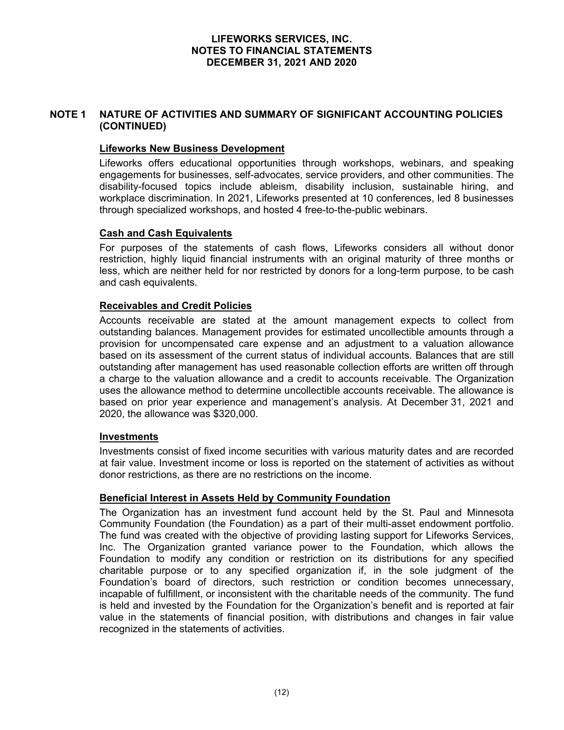## NOTE 1 NATURE OF ACTIVITIES AND SUMMARY OF SIGNIFICANT ACCOUNTING POLICIES (CONTINUED)

### Lifeworks New Business Development

Lifeworks offers educational opportunities through workshops, webinars, and speaking engagements for businesses, self-advocates, service providers, and other communities. The disability-focused topics include ableism, disability inclusion, sustainable hiring, and workplace discrimination. In 2021, Lifeworks presented at 10 conferences, led 8 businesses through specialized workshops, and hosted 4 free-to-the-public webinars.

### Cash and Cash Equivalents

For purposes of the statements of cash flows, Lifeworks considers all without donor restriction, highly liquid financial instruments with an original maturity of three months or less, which are neither held for nor restricted by donors for a long-term purpose, to be cash and cash equivalents.

### Receivables and Credit Policies

Accounts receivable are stated at the amount management expects to collect from outstanding balances. Management provides for estimated uncollectible amounts through a provision for uncompensated care expense and an adjustment to a valuation allowance based on its assessment of the current status of individual accounts. Balances that are still outstanding after management has used reasonable collection efforts are written off through a charge to the valuation allowance and a credit to accounts receivable. The Organization uses the allowance method to determine uncollectible accounts receivable. The allowance is based on prior year experience and management's analysis. At December 31, 2021 and 2020, the allowance was $320,000.

### Investments

Investments consist of fixed income securities with various maturity dates and are recorded at fair value. Investment income or loss is reported on the statement of activities as without donor restrictions, as there are no restrictions on the income.

### Beneficial Interest in Assets Held by Community Foundation

The Organization has an investment fund account held by the St. Paul and Minnesota Community Foundation (the Foundation) as a part of their multi-asset endowment portfolio. The fund was created with the objective of providing lasting support for Lifeworks Services, Inc. The Organization granted variance power to the Foundation, which allows the Foundation to modify any condition or restriction on its distributions for any specified charitable purpose or to any specified organization if, in the sole judgment of the Foundation's board of directors, such restriction or condition becomes unnecessary, incapable of fulfillment, or inconsistent with the charitable needs of the community. The fund is held and invested by the Foundation for the Organization's benefit and is reported at fair value in the statements of financial position, with distributions and changes in fair value recognized in the statements of activities.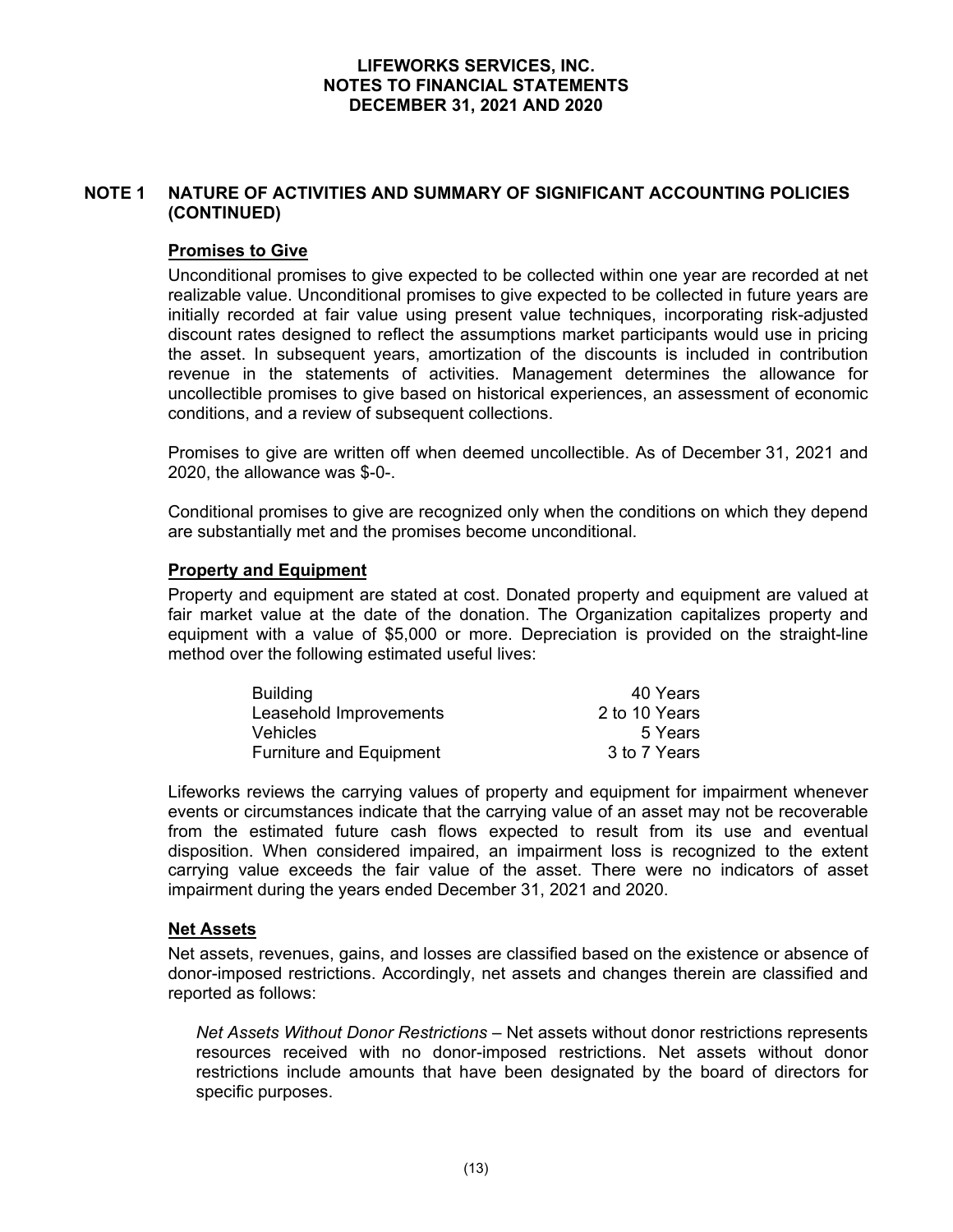## NOTE 1 NATURE OF ACTIVITIES AND SUMMARY OF SIGNIFICANT ACCOUNTING POLICIES (CONTINUED)

### Promises to Give

Unconditional promises to give expected to be collected within one year are recorded at net realizable value. Unconditional promises to give expected to be collected in future years are initially recorded at fair value using present value techniques, incorporating risk-adjusted discount rates designed to reflect the assumptions market participants would use in pricing the asset. In subsequent years, amortization of the discounts is included in contribution revenue in the statements of activities. Management determines the allowance for uncollectible promises to give based on historical experiences, an assessment of economic conditions, and a review of subsequent collections.

Promises to give are written off when deemed uncollectible. As of December 31, 2021 and 2020, the allowance was $-0-.

Conditional promises to give are recognized only when the conditions on which they depend are substantially met and the promises become unconditional.

### Property and Equipment

Property and equipment are stated at cost. Donated property and equipment are valued at fair market value at the date of the donation. The Organization capitalizes property and equipment with a value of $5,000 or more. Depreciation is provided on the straight-line method over the following estimated useful lives:

| | |
|---|---|
| Building | 40 Years |
| Leasehold Improvements | 2 to 10 Years |
| Vehicles | 5 Years |
| Furniture and Equipment | 3 to 7 Years |

Lifeworks reviews the carrying values of property and equipment for impairment whenever events or circumstances indicate that the carrying value of an asset may not be recoverable from the estimated future cash flows expected to result from its use and eventual disposition. When considered impaired, an impairment loss is recognized to the extent carrying value exceeds the fair value of the asset. There were no indicators of asset impairment during the years ended December 31, 2021 and 2020.

### Net Assets

Net assets, revenues, gains, and losses are classified based on the existence or absence of donor-imposed restrictions. Accordingly, net assets and changes therein are classified and reported as follows:

*Net Assets Without Donor Restrictions* – Net assets without donor restrictions represents resources received with no donor-imposed restrictions. Net assets without donor restrictions include amounts that have been designated by the board of directors for specific purposes.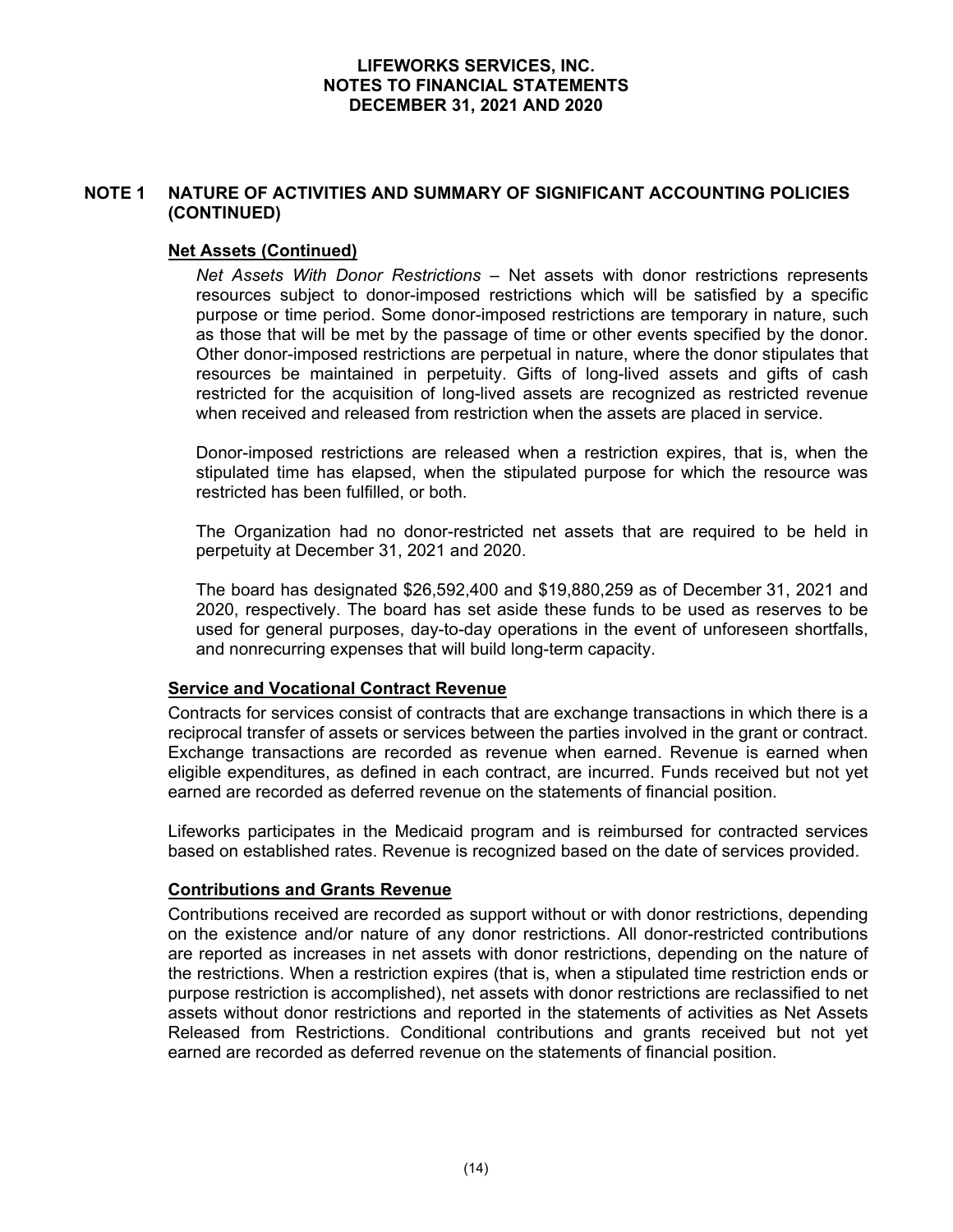## NOTE 1 NATURE OF ACTIVITIES AND SUMMARY OF SIGNIFICANT ACCOUNTING POLICIES (CONTINUED)

### Net Assets (Continued)

*Net Assets With Donor Restrictions* – Net assets with donor restrictions represents resources subject to donor-imposed restrictions which will be satisfied by a specific purpose or time period. Some donor-imposed restrictions are temporary in nature, such as those that will be met by the passage of time or other events specified by the donor. Other donor-imposed restrictions are perpetual in nature, where the donor stipulates that resources be maintained in perpetuity. Gifts of long-lived assets and gifts of cash restricted for the acquisition of long-lived assets are recognized as restricted revenue when received and released from restriction when the assets are placed in service.

Donor-imposed restrictions are released when a restriction expires, that is, when the stipulated time has elapsed, when the stipulated purpose for which the resource was restricted has been fulfilled, or both.

The Organization had no donor-restricted net assets that are required to be held in perpetuity at December 31, 2021 and 2020.

The board has designated $26,592,400 and $19,880,259 as of December 31, 2021 and 2020, respectively. The board has set aside these funds to be used as reserves to be used for general purposes, day-to-day operations in the event of unforeseen shortfalls, and nonrecurring expenses that will build long-term capacity.

### Service and Vocational Contract Revenue

Contracts for services consist of contracts that are exchange transactions in which there is a reciprocal transfer of assets or services between the parties involved in the grant or contract. Exchange transactions are recorded as revenue when earned. Revenue is earned when eligible expenditures, as defined in each contract, are incurred. Funds received but not yet earned are recorded as deferred revenue on the statements of financial position.

Lifeworks participates in the Medicaid program and is reimbursed for contracted services based on established rates. Revenue is recognized based on the date of services provided.

### Contributions and Grants Revenue

Contributions received are recorded as support without or with donor restrictions, depending on the existence and/or nature of any donor restrictions. All donor-restricted contributions are reported as increases in net assets with donor restrictions, depending on the nature of the restrictions. When a restriction expires (that is, when a stipulated time restriction ends or purpose restriction is accomplished), net assets with donor restrictions are reclassified to net assets without donor restrictions and reported in the statements of activities as Net Assets Released from Restrictions. Conditional contributions and grants received but not yet earned are recorded as deferred revenue on the statements of financial position.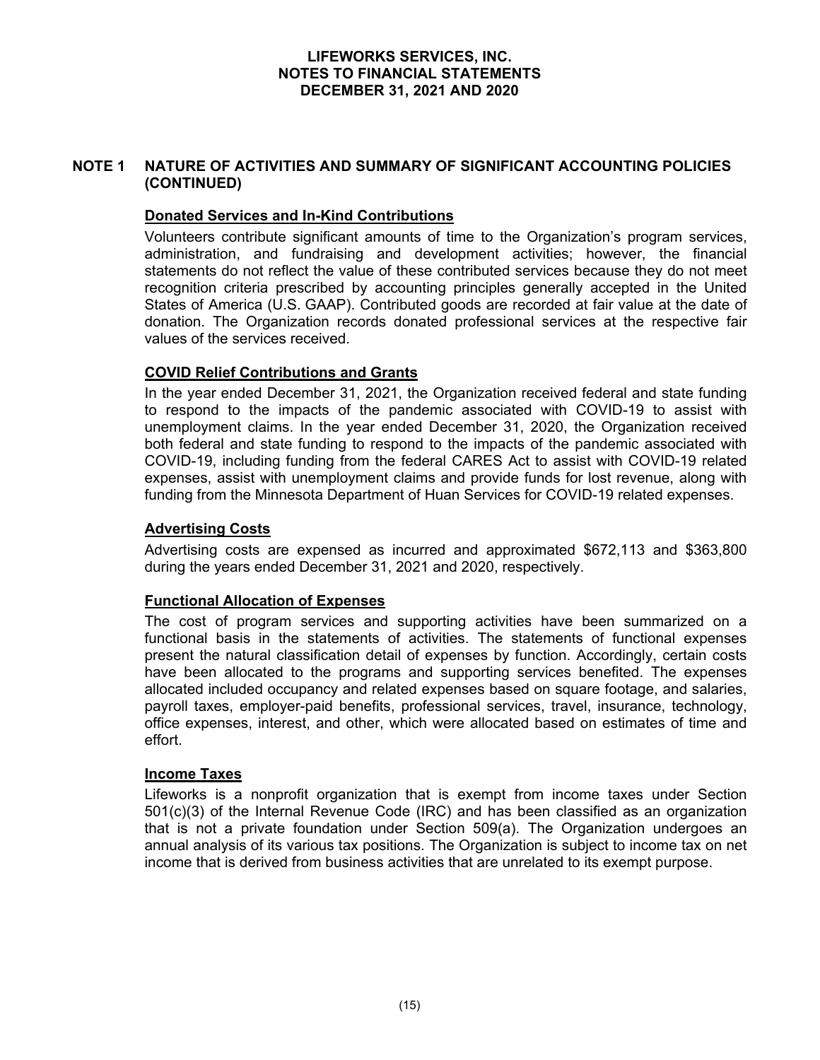# NOTE 1 NATURE OF ACTIVITIES AND SUMMARY OF SIGNIFICANT ACCOUNTING POLICIES (CONTINUED)

## Donated Services and In-Kind Contributions

Volunteers contribute significant amounts of time to the Organization's program services, administration, and fundraising and development activities; however, the financial statements do not reflect the value of these contributed services because they do not meet recognition criteria prescribed by accounting principles generally accepted in the United States of America (U.S. GAAP). Contributed goods are recorded at fair value at the date of donation. The Organization records donated professional services at the respective fair values of the services received.

## COVID Relief Contributions and Grants

In the year ended December 31, 2021, the Organization received federal and state funding to respond to the impacts of the pandemic associated with COVID-19 to assist with unemployment claims. In the year ended December 31, 2020, the Organization received both federal and state funding to respond to the impacts of the pandemic associated with COVID-19, including funding from the federal CARES Act to assist with COVID-19 related expenses, assist with unemployment claims and provide funds for lost revenue, along with funding from the Minnesota Department of Huan Services for COVID-19 related expenses.

## Advertising Costs

Advertising costs are expensed as incurred and approximated $672,113 and $363,800 during the years ended December 31, 2021 and 2020, respectively.

## Functional Allocation of Expenses

The cost of program services and supporting activities have been summarized on a functional basis in the statements of activities. The statements of functional expenses present the natural classification detail of expenses by function. Accordingly, certain costs have been allocated to the programs and supporting services benefited. The expenses allocated included occupancy and related expenses based on square footage, and salaries, payroll taxes, employer-paid benefits, professional services, travel, insurance, technology, office expenses, interest, and other, which were allocated based on estimates of time and effort.

## Income Taxes

Lifeworks is a nonprofit organization that is exempt from income taxes under Section 501(c)(3) of the Internal Revenue Code (IRC) and has been classified as an organization that is not a private foundation under Section 509(a). The Organization undergoes an annual analysis of its various tax positions. The Organization is subject to income tax on net income that is derived from business activities that are unrelated to its exempt purpose.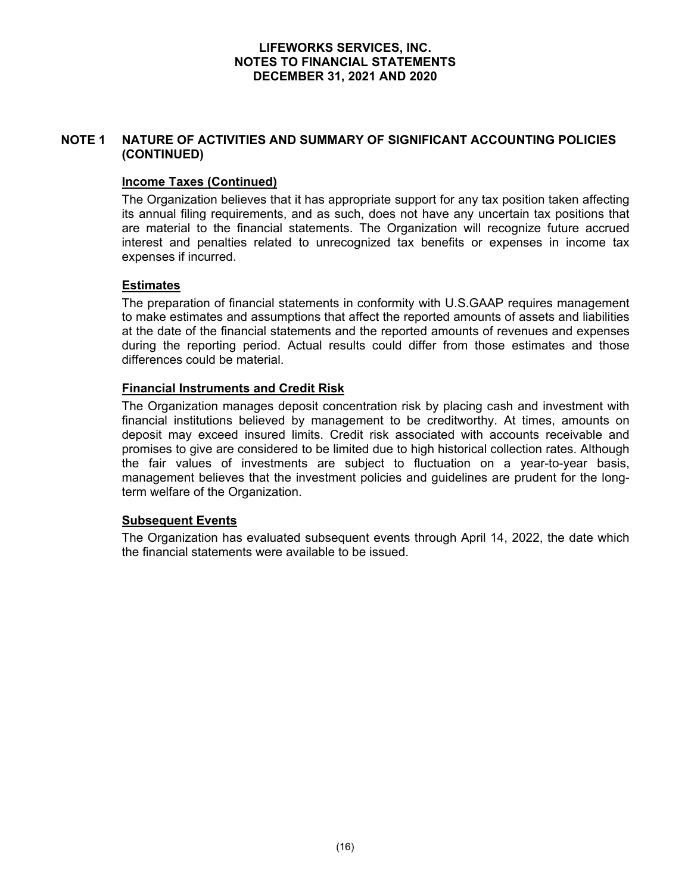## NOTE 1 NATURE OF ACTIVITIES AND SUMMARY OF SIGNIFICANT ACCOUNTING POLICIES (CONTINUED)

### Income Taxes (Continued)

The Organization believes that it has appropriate support for any tax position taken affecting its annual filing requirements, and as such, does not have any uncertain tax positions that are material to the financial statements. The Organization will recognize future accrued interest and penalties related to unrecognized tax benefits or expenses in income tax expenses if incurred.

### Estimates

The preparation of financial statements in conformity with U.S.GAAP requires management to make estimates and assumptions that affect the reported amounts of assets and liabilities at the date of the financial statements and the reported amounts of revenues and expenses during the reporting period. Actual results could differ from those estimates and those differences could be material.

### Financial Instruments and Credit Risk

The Organization manages deposit concentration risk by placing cash and investment with financial institutions believed by management to be creditworthy. At times, amounts on deposit may exceed insured limits. Credit risk associated with accounts receivable and promises to give are considered to be limited due to high historical collection rates. Although the fair values of investments are subject to fluctuation on a year-to-year basis, management believes that the investment policies and guidelines are prudent for the long-term welfare of the Organization.

### Subsequent Events

The Organization has evaluated subsequent events through April 14, 2022, the date which the financial statements were available to be issued.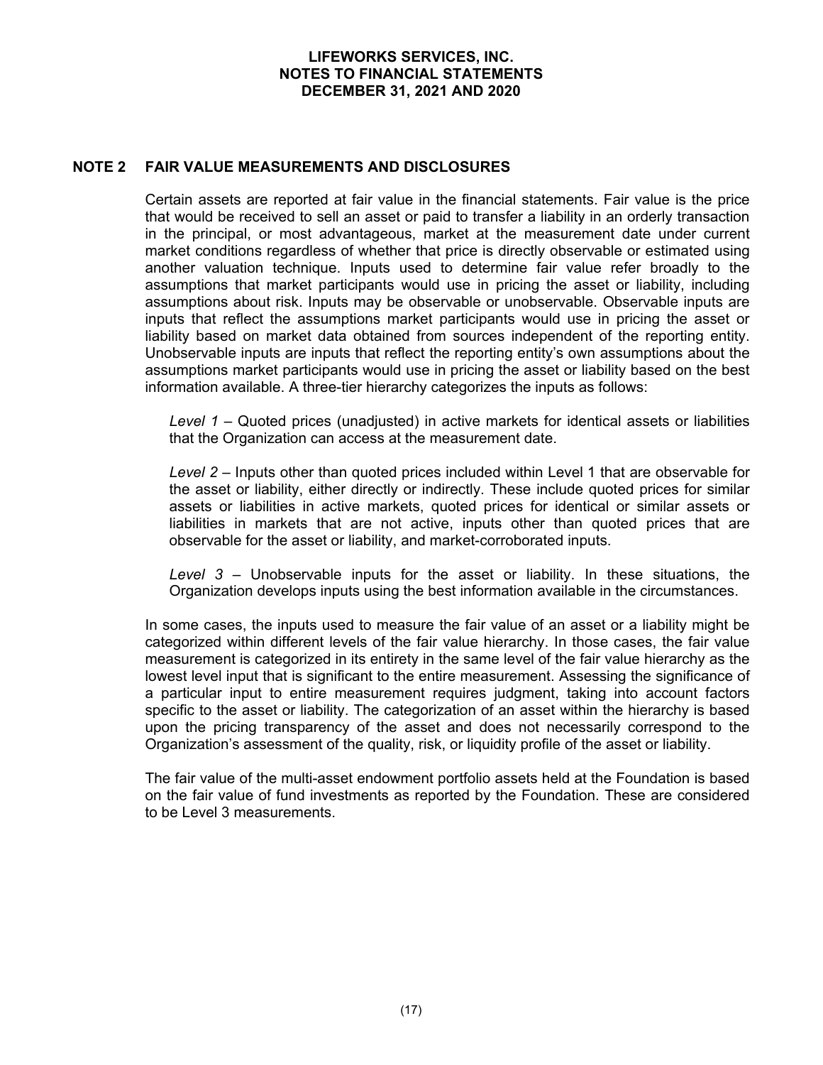## NOTE 2 FAIR VALUE MEASUREMENTS AND DISCLOSURES

Certain assets are reported at fair value in the financial statements. Fair value is the price that would be received to sell an asset or paid to transfer a liability in an orderly transaction in the principal, or most advantageous, market at the measurement date under current market conditions regardless of whether that price is directly observable or estimated using another valuation technique. Inputs used to determine fair value refer broadly to the assumptions that market participants would use in pricing the asset or liability, including assumptions about risk. Inputs may be observable or unobservable. Observable inputs are inputs that reflect the assumptions market participants would use in pricing the asset or liability based on market data obtained from sources independent of the reporting entity. Unobservable inputs are inputs that reflect the reporting entity's own assumptions about the assumptions market participants would use in pricing the asset or liability based on the best information available. A three-tier hierarchy categorizes the inputs as follows:

*Level 1* – Quoted prices (unadjusted) in active markets for identical assets or liabilities that the Organization can access at the measurement date.

*Level 2* – Inputs other than quoted prices included within Level 1 that are observable for the asset or liability, either directly or indirectly. These include quoted prices for similar assets or liabilities in active markets, quoted prices for identical or similar assets or liabilities in markets that are not active, inputs other than quoted prices that are observable for the asset or liability, and market-corroborated inputs.

*Level 3* – Unobservable inputs for the asset or liability. In these situations, the Organization develops inputs using the best information available in the circumstances.

In some cases, the inputs used to measure the fair value of an asset or a liability might be categorized within different levels of the fair value hierarchy. In those cases, the fair value measurement is categorized in its entirety in the same level of the fair value hierarchy as the lowest level input that is significant to the entire measurement. Assessing the significance of a particular input to entire measurement requires judgment, taking into account factors specific to the asset or liability. The categorization of an asset within the hierarchy is based upon the pricing transparency of the asset and does not necessarily correspond to the Organization's assessment of the quality, risk, or liquidity profile of the asset or liability.

The fair value of the multi-asset endowment portfolio assets held at the Foundation is based on the fair value of fund investments as reported by the Foundation. These are considered to be Level 3 measurements.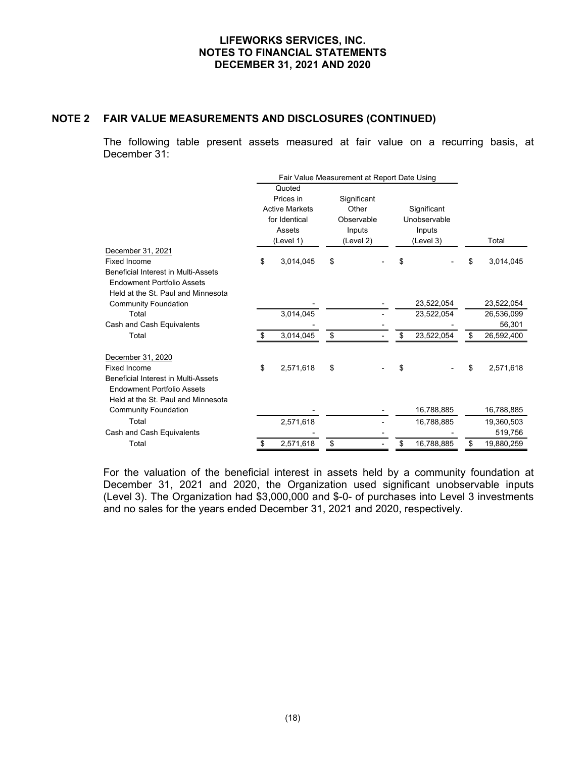## NOTE 2 FAIR VALUE MEASUREMENTS AND DISCLOSURES (CONTINUED)

The following table present assets measured at fair value on a recurring basis, at December 31:

| | Fair Value Measurement at Report Date Using | | | |
|---|---|---|---|---|
| | Quoted Prices in Active Markets for Identical Assets (Level 1) | Significant Other Observable Inputs (Level 2) | Significant Unobservable Inputs (Level 3) | Total |
| December 31, 2021 | | | | |
| Fixed Income | $ 3,014,045 | $ - | $ - | $ 3,014,045 |
| Beneficial Interest in Multi-Assets Endowment Portfolio Assets Held at the St. Paul and Minnesota Community Foundation | - | - | 23,522,054 | 23,522,054 |
| Total | 3,014,045 | - | 23,522,054 | 26,536,099 |
| Cash and Cash Equivalents | - | - | - | 56,301 |
| Total | $ 3,014,045 | $ - | $ 23,522,054 | $ 26,592,400 |
| December 31, 2020 | | | | |
| Fixed Income | $ 2,571,618 | $ - | $ - | $ 2,571,618 |
| Beneficial Interest in Multi-Assets Endowment Portfolio Assets Held at the St. Paul and Minnesota Community Foundation | - | - | 16,788,885 | 16,788,885 |
| Total | 2,571,618 | - | 16,788,885 | 19,360,503 |
| Cash and Cash Equivalents | - | - | - | 519,756 |
| Total | $ 2,571,618 | $ - | $ 16,788,885 | $ 19,880,259 |

For the valuation of the beneficial interest in assets held by a community foundation at December 31, 2021 and 2020, the Organization used significant unobservable inputs (Level 3). The Organization had $3,000,000 and $-0- of purchases into Level 3 investments and no sales for the years ended December 31, 2021 and 2020, respectively.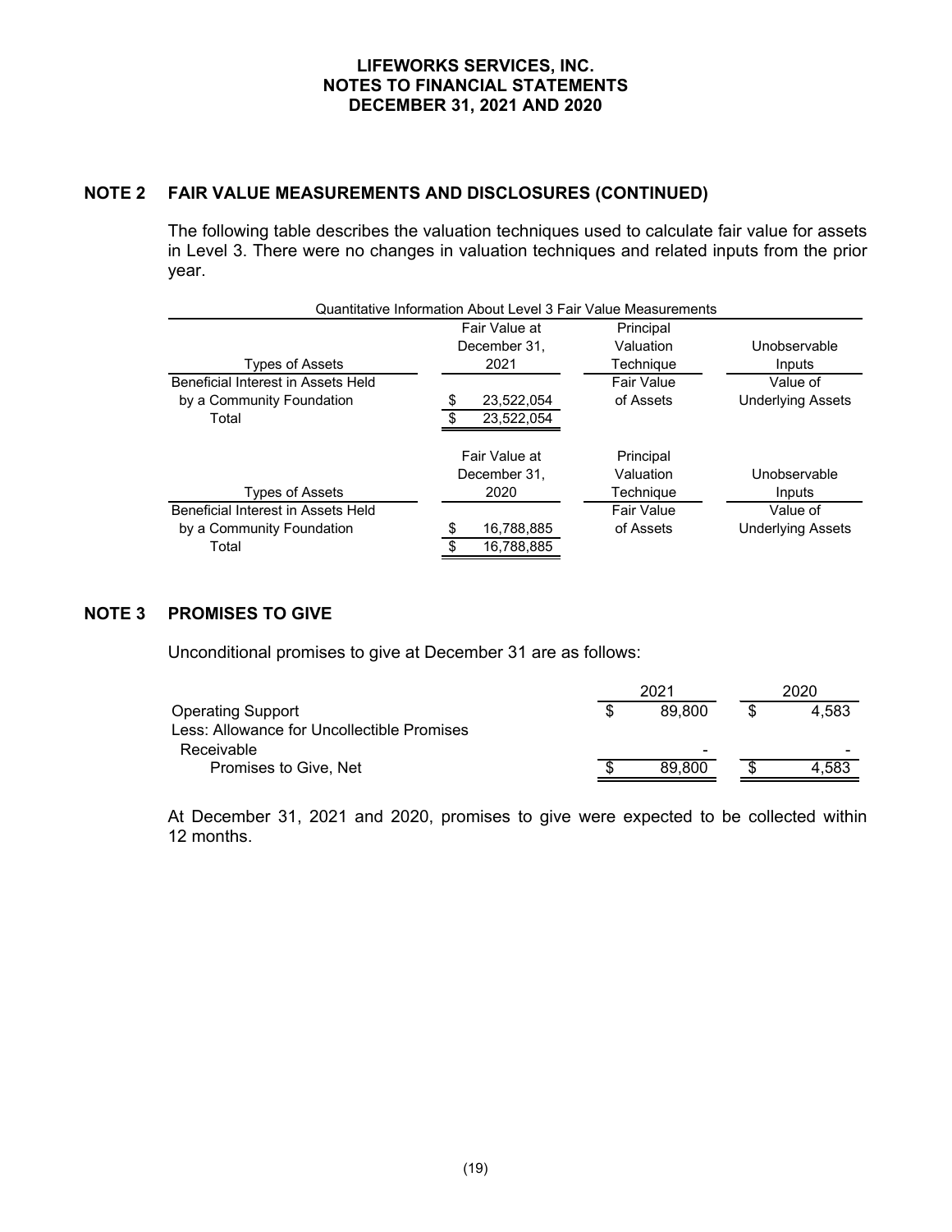## NOTE 2 FAIR VALUE MEASUREMENTS AND DISCLOSURES (CONTINUED)

The following table describes the valuation techniques used to calculate fair value for assets in Level 3. There were no changes in valuation techniques and related inputs from the prior year.

Quantitative Information About Level 3 Fair Value Measurements

| Types of Assets | Fair Value at December 31, 2021 | Principal Valuation Technique | Unobservable Inputs |
|---|---|---|---|
| Beneficial Interest in Assets Held by a Community Foundation | $ 23,522,054 | Fair Value of Assets | Value of Underlying Assets |
| Total | $ 23,522,054 | | |

| Types of Assets | Fair Value at December 31, 2020 | Principal Valuation Technique | Unobservable Inputs |
|---|---|---|---|
| Beneficial Interest in Assets Held by a Community Foundation | $ 16,788,885 | Fair Value of Assets | Value of Underlying Assets |
| Total | $ 16,788,885 | | |

## NOTE 3 PROMISES TO GIVE

Unconditional promises to give at December 31 are as follows:

| | 2021 | 2020 |
|---|---|---|
| Operating Support | $ 89,800 | $ 4,583 |
| Less: Allowance for Uncollectible Promises Receivable | - | - |
| Promises to Give, Net | $ 89,800 | $ 4,583 |

At December 31, 2021 and 2020, promises to give were expected to be collected within 12 months.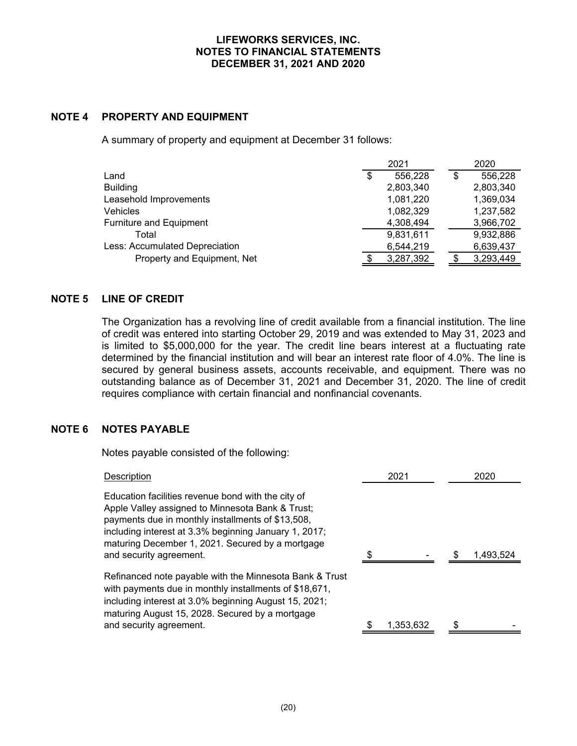**LIFEWORKS SERVICES, INC.**
**NOTES TO FINANCIAL STATEMENTS**
**DECEMBER 31, 2021 AND 2020**

## NOTE 4 PROPERTY AND EQUIPMENT

A summary of property and equipment at December 31 follows:

| | 2021 | 2020 |
|---|---|---|
| Land | $ 556,228 | $ 556,228 |
| Building | 2,803,340 | 2,803,340 |
| Leasehold Improvements | 1,081,220 | 1,369,034 |
| Vehicles | 1,082,329 | 1,237,582 |
| Furniture and Equipment | 4,308,494 | 3,966,702 |
| Total | 9,831,611 | 9,932,886 |
| Less: Accumulated Depreciation | 6,544,219 | 6,639,437 |
| Property and Equipment, Net | $ 3,287,392 | $ 3,293,449 |

## NOTE 5 LINE OF CREDIT

The Organization has a revolving line of credit available from a financial institution. The line of credit was entered into starting October 29, 2019 and was extended to May 31, 2023 and is limited to $5,000,000 for the year. The credit line bears interest at a fluctuating rate determined by the financial institution and will bear an interest rate floor of 4.0%. The line is secured by general business assets, accounts receivable, and equipment. There was no outstanding balance as of December 31, 2021 and December 31, 2020. The line of credit requires compliance with certain financial and nonfinancial covenants.

## NOTE 6 NOTES PAYABLE

Notes payable consisted of the following:

| Description | 2021 | 2020 |
|---|---|---|
| Education facilities revenue bond with the city of Apple Valley assigned to Minnesota Bank & Trust; payments due in monthly installments of $13,508, including interest at 3.3% beginning January 1, 2017; maturing December 1, 2021. Secured by a mortgage and security agreement. | $ - | $ 1,493,524 |
| Refinanced note payable with the Minnesota Bank & Trust with payments due in monthly installments of $18,671, including interest at 3.0% beginning August 15, 2021; maturing August 15, 2028. Secured by a mortgage and security agreement. | $ 1,353,632 | $ - |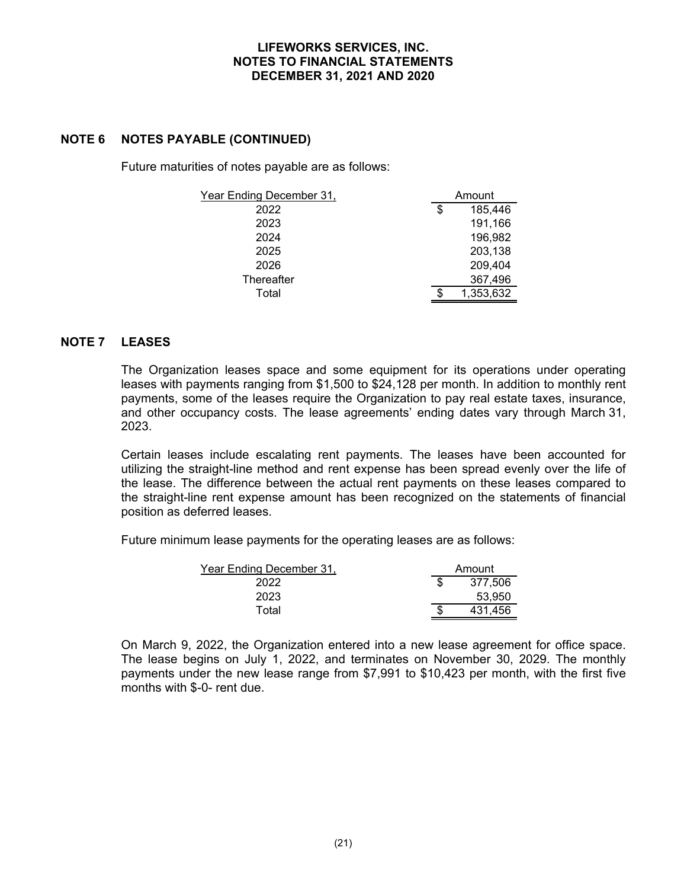**LIFEWORKS SERVICES, INC.**
**NOTES TO FINANCIAL STATEMENTS**
**DECEMBER 31, 2021 AND 2020**

## NOTE 6 NOTES PAYABLE (CONTINUED)

Future maturities of notes payable are as follows:

| Year Ending December 31, | Amount |
|---|---|
| 2022 | $ 185,446 |
| 2023 | 191,166 |
| 2024 | 196,982 |
| 2025 | 203,138 |
| 2026 | 209,404 |
| Thereafter | 367,496 |
| Total | $ 1,353,632 |

## NOTE 7 LEASES

The Organization leases space and some equipment for its operations under operating leases with payments ranging from $1,500 to $24,128 per month. In addition to monthly rent payments, some of the leases require the Organization to pay real estate taxes, insurance, and other occupancy costs. The lease agreements' ending dates vary through March 31, 2023.

Certain leases include escalating rent payments. The leases have been accounted for utilizing the straight-line method and rent expense has been spread evenly over the life of the lease. The difference between the actual rent payments on these leases compared to the straight-line rent expense amount has been recognized on the statements of financial position as deferred leases.

Future minimum lease payments for the operating leases are as follows:

| Year Ending December 31, | Amount |
|---|---|
| 2022 | $ 377,506 |
| 2023 | 53,950 |
| Total | $ 431,456 |

On March 9, 2022, the Organization entered into a new lease agreement for office space. The lease begins on July 1, 2022, and terminates on November 30, 2029. The monthly payments under the new lease range from $7,991 to $10,423 per month, with the first five months with $-0- rent due.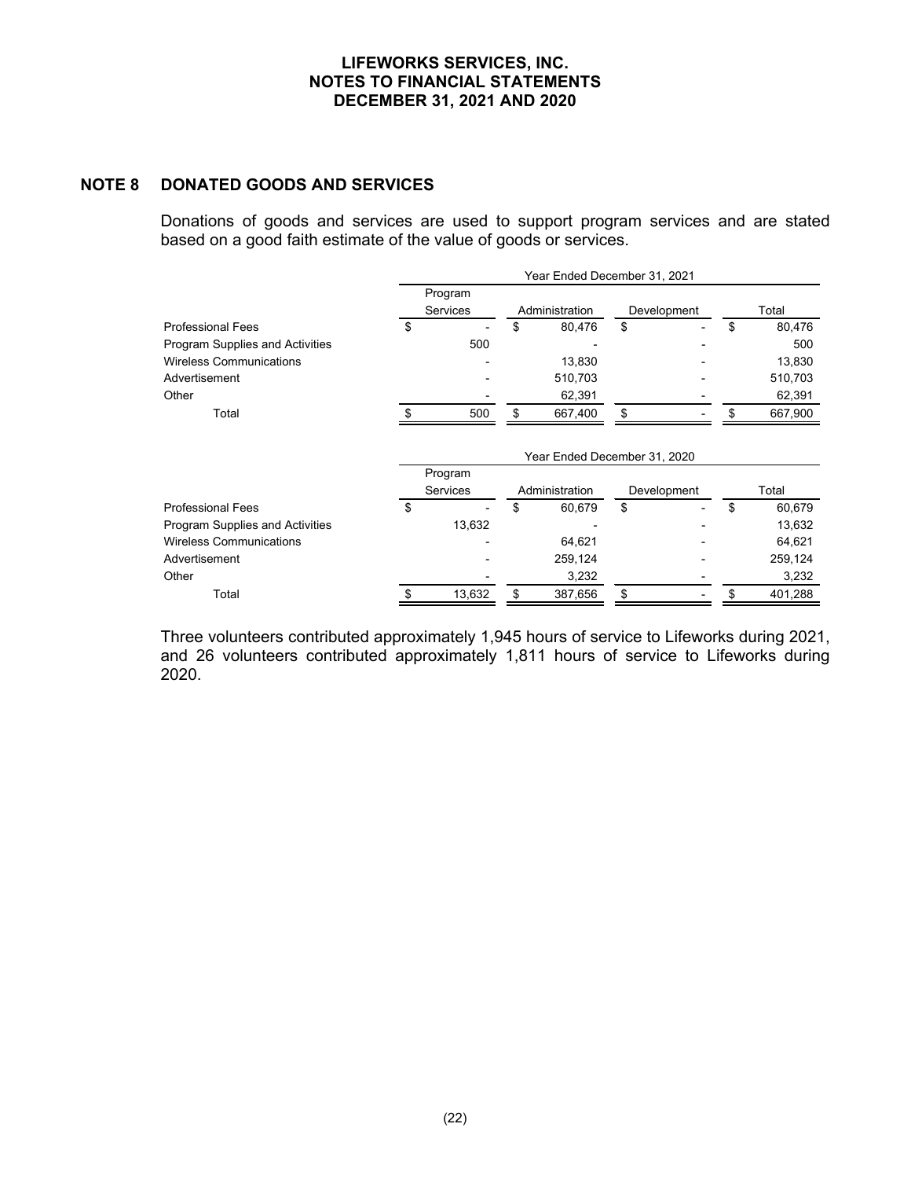LIFEWORKS SERVICES, INC.
NOTES TO FINANCIAL STATEMENTS
DECEMBER 31, 2021 AND 2020

## NOTE 8 DONATED GOODS AND SERVICES

Donations of goods and services are used to support program services and are stated based on a good faith estimate of the value of goods or services.

| | Year Ended December 31, 2021 | | | |
|---|---|---|---|---|
| | Program Services | Administration | Development | Total |
| Professional Fees | $ - | $ 80,476 | $ - | $ 80,476 |
| Program Supplies and Activities | 500 | - | - | 500 |
| Wireless Communications | - | 13,830 | - | 13,830 |
| Advertisement | - | 510,703 | - | 510,703 |
| Other | - | 62,391 | - | 62,391 |
| Total | $ 500 | $ 667,400 | $ - | $ 667,900 |

| | Year Ended December 31, 2020 | | | |
|---|---|---|---|---|
| | Program Services | Administration | Development | Total |
| Professional Fees | $ - | $ 60,679 | $ - | $ 60,679 |
| Program Supplies and Activities | 13,632 | - | - | 13,632 |
| Wireless Communications | - | 64,621 | - | 64,621 |
| Advertisement | - | 259,124 | - | 259,124 |
| Other | - | 3,232 | - | 3,232 |
| Total | $ 13,632 | $ 387,656 | $ - | $ 401,288 |

Three volunteers contributed approximately 1,945 hours of service to Lifeworks during 2021, and 26 volunteers contributed approximately 1,811 hours of service to Lifeworks during 2020.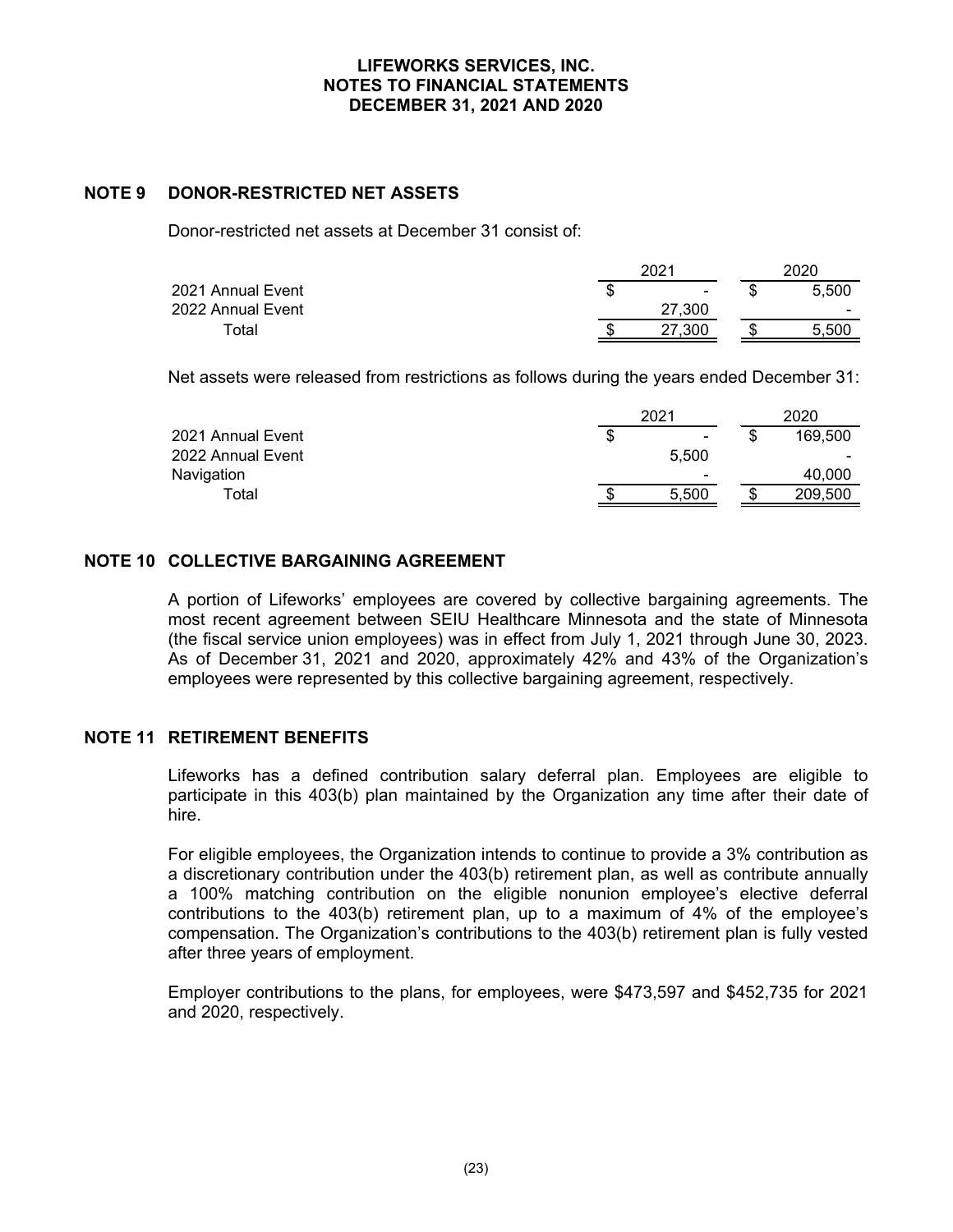## NOTE 9 DONOR-RESTRICTED NET ASSETS

Donor-restricted net assets at December 31 consist of:

| | 2021 | 2020 |
|---|---|---|
| 2021 Annual Event | $ - | $ 5,500 |
| 2022 Annual Event | 27,300 | - |
| Total | $ 27,300 | $ 5,500 |

Net assets were released from restrictions as follows during the years ended December 31:

| | 2021 | 2020 |
|---|---|---|
| 2021 Annual Event | $ - | $ 169,500 |
| 2022 Annual Event | 5,500 | - |
| Navigation | - | 40,000 |
| Total | $ 5,500 | $ 209,500 |

## NOTE 10 COLLECTIVE BARGAINING AGREEMENT

A portion of Lifeworks' employees are covered by collective bargaining agreements. The most recent agreement between SEIU Healthcare Minnesota and the state of Minnesota (the fiscal service union employees) was in effect from July 1, 2021 through June 30, 2023. As of December 31, 2021 and 2020, approximately 42% and 43% of the Organization's employees were represented by this collective bargaining agreement, respectively.

## NOTE 11 RETIREMENT BENEFITS

Lifeworks has a defined contribution salary deferral plan. Employees are eligible to participate in this 403(b) plan maintained by the Organization any time after their date of hire.

For eligible employees, the Organization intends to continue to provide a 3% contribution as a discretionary contribution under the 403(b) retirement plan, as well as contribute annually a 100% matching contribution on the eligible nonunion employee's elective deferral contributions to the 403(b) retirement plan, up to a maximum of 4% of the employee's compensation. The Organization's contributions to the 403(b) retirement plan is fully vested after three years of employment.

Employer contributions to the plans, for employees, were $473,597 and $452,735 for 2021 and 2020, respectively.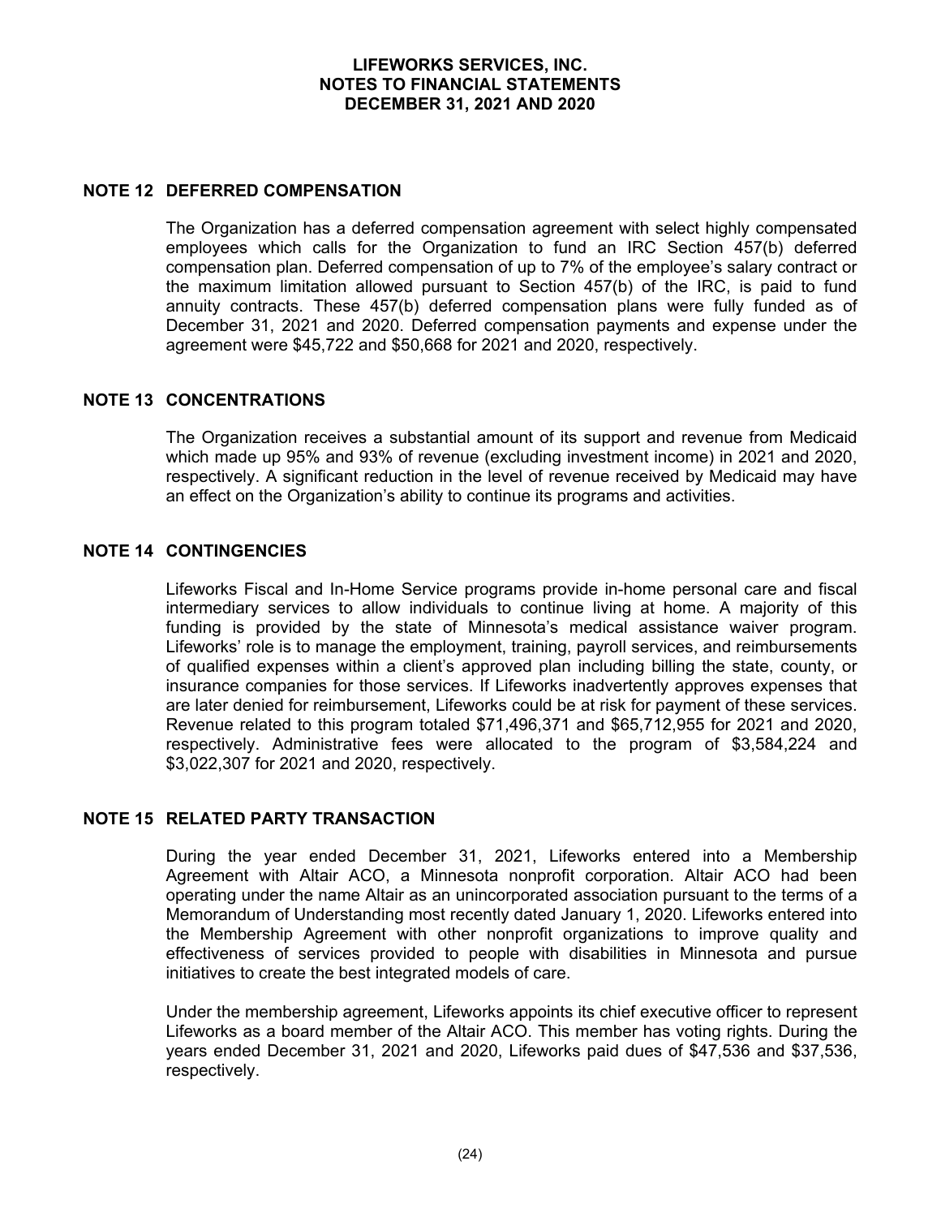## NOTE 12 DEFERRED COMPENSATION

The Organization has a deferred compensation agreement with select highly compensated employees which calls for the Organization to fund an IRC Section 457(b) deferred compensation plan. Deferred compensation of up to 7% of the employee's salary contract or the maximum limitation allowed pursuant to Section 457(b) of the IRC, is paid to fund annuity contracts. These 457(b) deferred compensation plans were fully funded as of December 31, 2021 and 2020. Deferred compensation payments and expense under the agreement were $45,722 and $50,668 for 2021 and 2020, respectively.

## NOTE 13 CONCENTRATIONS

The Organization receives a substantial amount of its support and revenue from Medicaid which made up 95% and 93% of revenue (excluding investment income) in 2021 and 2020, respectively. A significant reduction in the level of revenue received by Medicaid may have an effect on the Organization's ability to continue its programs and activities.

## NOTE 14 CONTINGENCIES

Lifeworks Fiscal and In-Home Service programs provide in-home personal care and fiscal intermediary services to allow individuals to continue living at home. A majority of this funding is provided by the state of Minnesota's medical assistance waiver program. Lifeworks' role is to manage the employment, training, payroll services, and reimbursements of qualified expenses within a client's approved plan including billing the state, county, or insurance companies for those services. If Lifeworks inadvertently approves expenses that are later denied for reimbursement, Lifeworks could be at risk for payment of these services. Revenue related to this program totaled $71,496,371 and $65,712,955 for 2021 and 2020, respectively. Administrative fees were allocated to the program of $3,584,224 and $3,022,307 for 2021 and 2020, respectively.

## NOTE 15 RELATED PARTY TRANSACTION

During the year ended December 31, 2021, Lifeworks entered into a Membership Agreement with Altair ACO, a Minnesota nonprofit corporation. Altair ACO had been operating under the name Altair as an unincorporated association pursuant to the terms of a Memorandum of Understanding most recently dated January 1, 2020. Lifeworks entered into the Membership Agreement with other nonprofit organizations to improve quality and effectiveness of services provided to people with disabilities in Minnesota and pursue initiatives to create the best integrated models of care.

Under the membership agreement, Lifeworks appoints its chief executive officer to represent Lifeworks as a board member of the Altair ACO. This member has voting rights. During the years ended December 31, 2021 and 2020, Lifeworks paid dues of $47,536 and $37,536, respectively.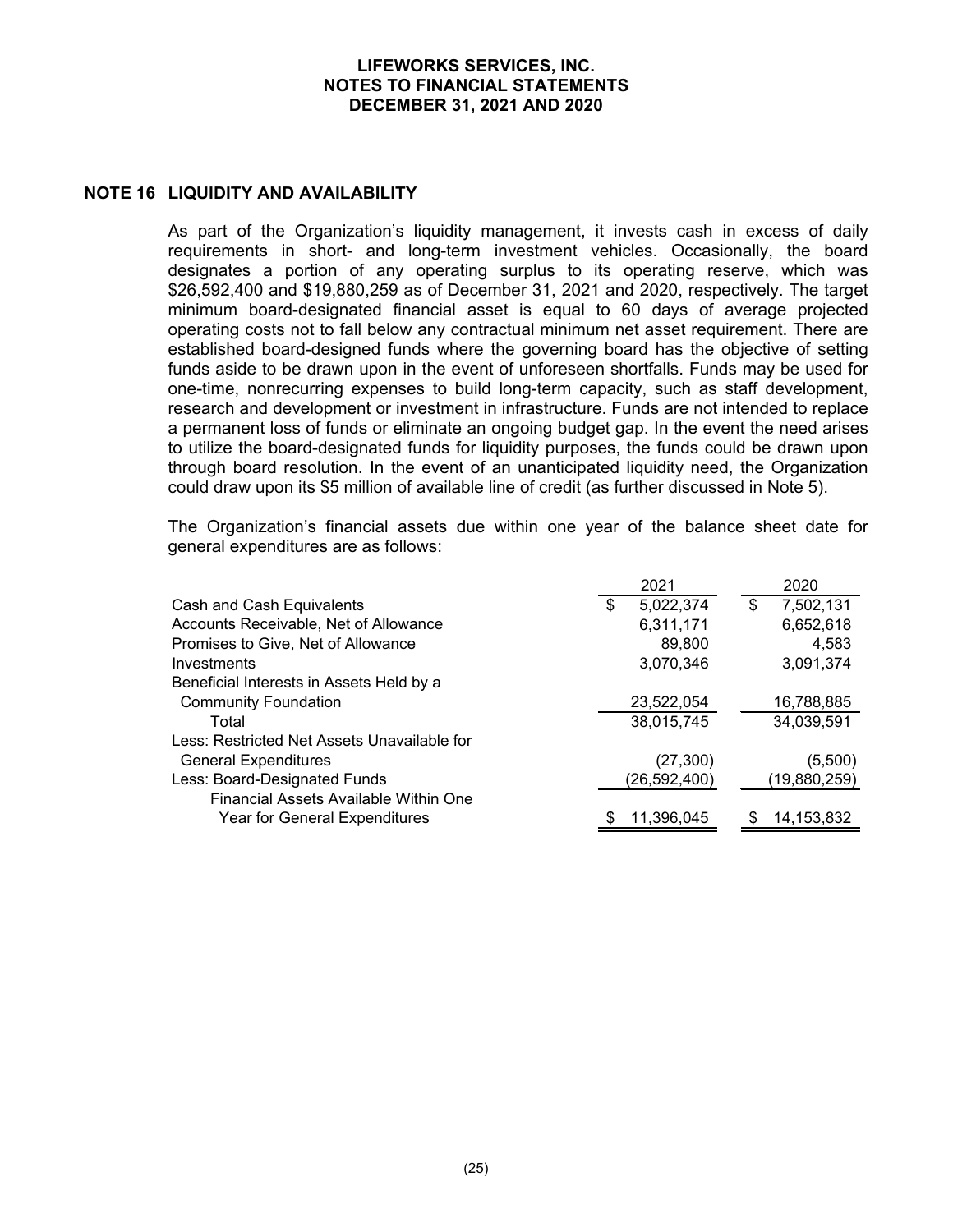# LIFEWORKS SERVICES, INC.
## NOTES TO FINANCIAL STATEMENTS
## DECEMBER 31, 2021 AND 2020

## NOTE 16 LIQUIDITY AND AVAILABILITY

As part of the Organization's liquidity management, it invests cash in excess of daily requirements in short- and long-term investment vehicles. Occasionally, the board designates a portion of any operating surplus to its operating reserve, which was $26,592,400 and $19,880,259 as of December 31, 2021 and 2020, respectively. The target minimum board-designated financial asset is equal to 60 days of average projected operating costs not to fall below any contractual minimum net asset requirement. There are established board-designed funds where the governing board has the objective of setting funds aside to be drawn upon in the event of unforeseen shortfalls. Funds may be used for one-time, nonrecurring expenses to build long-term capacity, such as staff development, research and development or investment in infrastructure. Funds are not intended to replace a permanent loss of funds or eliminate an ongoing budget gap. In the event the need arises to utilize the board-designated funds for liquidity purposes, the funds could be drawn upon through board resolution. In the event of an unanticipated liquidity need, the Organization could draw upon its $5 million of available line of credit (as further discussed in Note 5).

The Organization's financial assets due within one year of the balance sheet date for general expenditures are as follows:

| | 2021 | 2020 |
|---|---|---|
| Cash and Cash Equivalents | $ 5,022,374 | $ 7,502,131 |
| Accounts Receivable, Net of Allowance | 6,311,171 | 6,652,618 |
| Promises to Give, Net of Allowance | 89,800 | 4,583 |
| Investments | 3,070,346 | 3,091,374 |
| Beneficial Interests in Assets Held by a Community Foundation | 23,522,054 | 16,788,885 |
| Total | 38,015,745 | 34,039,591 |
| Less: Restricted Net Assets Unavailable for General Expenditures | (27,300) | (5,500) |
| Less: Board-Designated Funds | (26,592,400) | (19,880,259) |
| Financial Assets Available Within One Year for General Expenditures | $ 11,396,045 | $ 14,153,832 |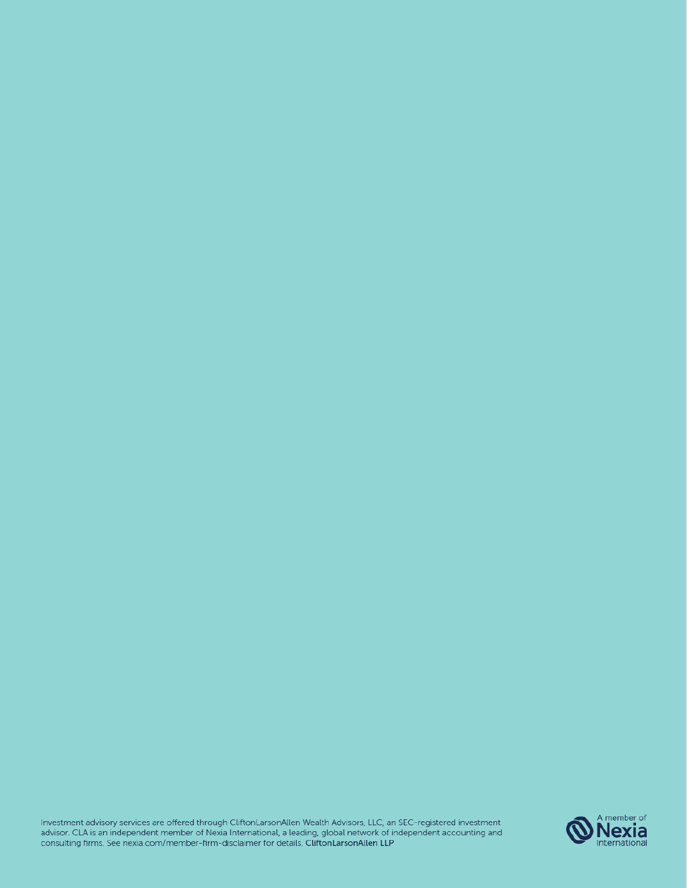Investment advisory services are offered through CliftonLarsonAllen Wealth Advisors, LLC, an SEC-registered investment advisor. CLA is an independent member of Nexia International, a leading, global network of independent accounting and consulting firms. See nexia.com/member-firm-disclaimer for details. **CliftonLarsonAllen LLP**

A member of Nexia International